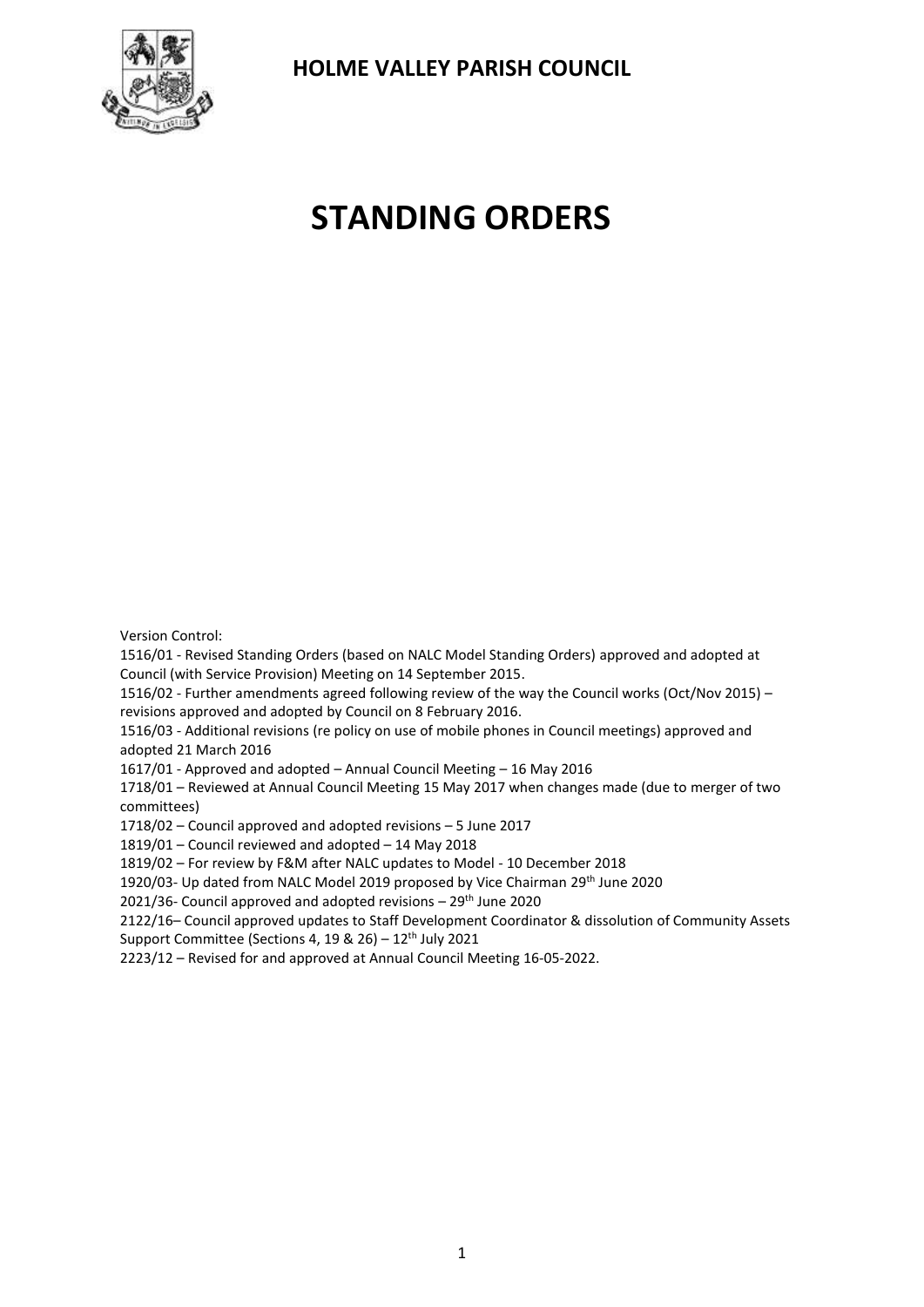# HOLME VALLEY PARISH COUNCIL

# STANDING ORDERS

Version Control:

1516/01 - Revised Standing Orders (based on NALC Model Standing Orders) approved and adopted at Council (with Service Provision) Meeting on 14 September 2015.

1516/02 - Further amendments agreed following review of the way the Council works (Oct/Nov 2015) – revisions approved and adopted by Council on 8 February 2016.

1516/03 - Additional revisions (re policy on use of mobile phones in Council meetings) approved and adopted 21 March 2016

1617/01 - Approved and adopted – Annual Council Meeting – 16 May 2016

1718/01 – Reviewed at Annual Council Meeting 15 May 2017 when changes made (due to merger of two committees)

1718/02 – Council approved and adopted revisions – 5 June 2017

1819/01 – Council reviewed and adopted – 14 May 2018

1819/02 – For review by F&M after NALC updates to Model - 10 December 2018

1920/03- Up dated from NALC Model 2019 proposed by Vice Chairman 29th June 2020

2021/36- Council approved and adopted revisions – 29th June 2020

2122/16– Council approved updates to Staff Development Coordinator & dissolution of Community Assets Support Committee (Sections 4, 19 & 26) – 12th July 2021

2223/12 – Revised for and approved at Annual Council Meeting 16-05-2022.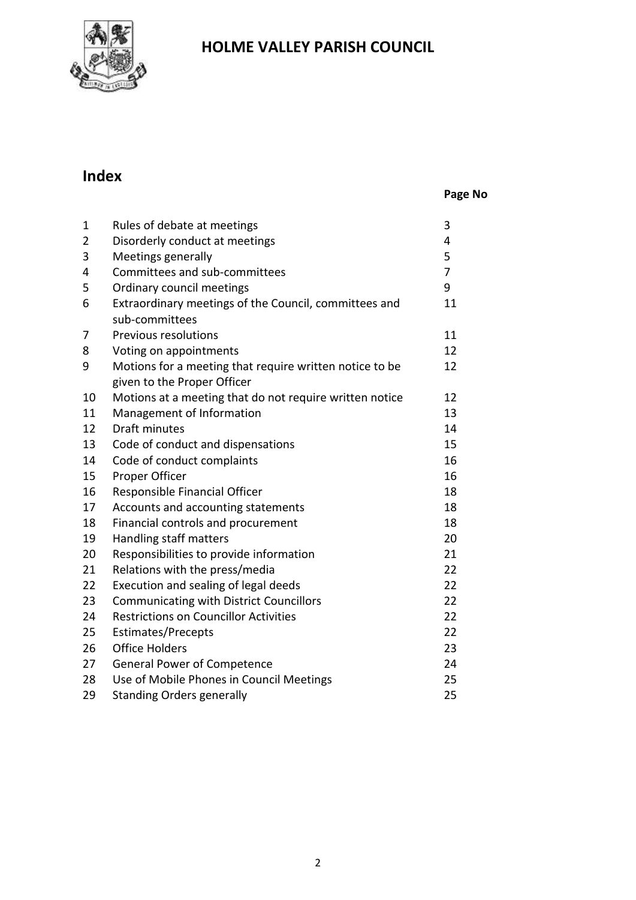# HOLME VALLEY PARISH COUNCIL

## Index

| | | Page No |
|---|---|---|
| 1 | Rules of debate at meetings | 3 |
| 2 | Disorderly conduct at meetings | 4 |
| 3 | Meetings generally | 5 |
| 4 | Committees and sub-committees | 7 |
| 5 | Ordinary council meetings | 9 |
| 6 | Extraordinary meetings of the Council, committees and sub-committees | 11 |
| 7 | Previous resolutions | 11 |
| 8 | Voting on appointments | 12 |
| 9 | Motions for a meeting that require written notice to be given to the Proper Officer | 12 |
| 10 | Motions at a meeting that do not require written notice | 12 |
| 11 | Management of Information | 13 |
| 12 | Draft minutes | 14 |
| 13 | Code of conduct and dispensations | 15 |
| 14 | Code of conduct complaints | 16 |
| 15 | Proper Officer | 16 |
| 16 | Responsible Financial Officer | 18 |
| 17 | Accounts and accounting statements | 18 |
| 18 | Financial controls and procurement | 18 |
| 19 | Handling staff matters | 20 |
| 20 | Responsibilities to provide information | 21 |
| 21 | Relations with the press/media | 22 |
| 22 | Execution and sealing of legal deeds | 22 |
| 23 | Communicating with District Councillors | 22 |
| 24 | Restrictions on Councillor Activities | 22 |
| 25 | Estimates/Precepts | 22 |
| 26 | Office Holders | 23 |
| 27 | General Power of Competence | 24 |
| 28 | Use of Mobile Phones in Council Meetings | 25 |
| 29 | Standing Orders generally | 25 |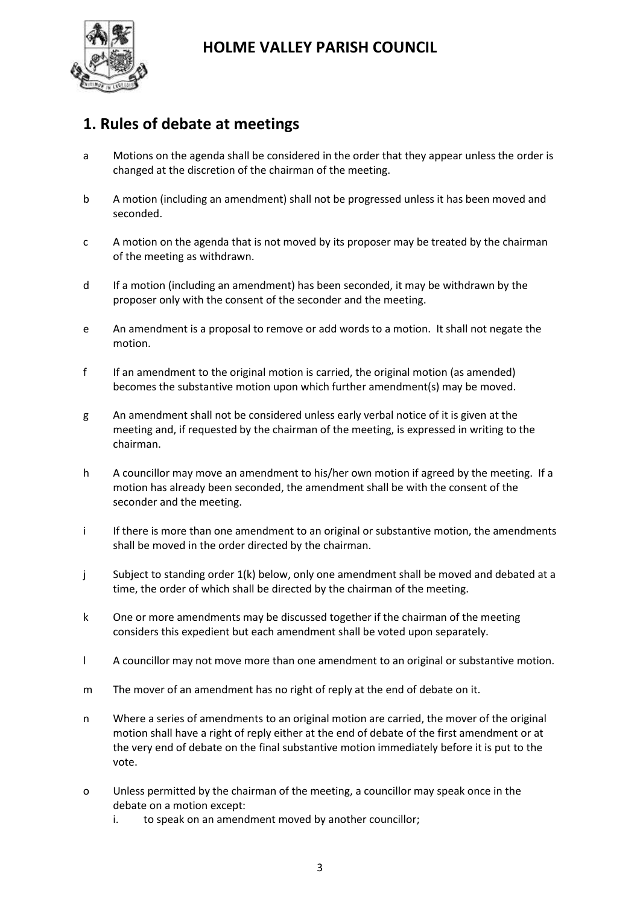## 1. Rules of debate at meetings

- a Motions on the agenda shall be considered in the order that they appear unless the order is changed at the discretion of the chairman of the meeting.
- b A motion (including an amendment) shall not be progressed unless it has been moved and seconded.
- c A motion on the agenda that is not moved by its proposer may be treated by the chairman of the meeting as withdrawn.
- d If a motion (including an amendment) has been seconded, it may be withdrawn by the proposer only with the consent of the seconder and the meeting.
- e An amendment is a proposal to remove or add words to a motion. It shall not negate the motion.
- f If an amendment to the original motion is carried, the original motion (as amended) becomes the substantive motion upon which further amendment(s) may be moved.
- g An amendment shall not be considered unless early verbal notice of it is given at the meeting and, if requested by the chairman of the meeting, is expressed in writing to the chairman.
- h A councillor may move an amendment to his/her own motion if agreed by the meeting. If a motion has already been seconded, the amendment shall be with the consent of the seconder and the meeting.
- i If there is more than one amendment to an original or substantive motion, the amendments shall be moved in the order directed by the chairman.
- j Subject to standing order 1(k) below, only one amendment shall be moved and debated at a time, the order of which shall be directed by the chairman of the meeting.
- k One or more amendments may be discussed together if the chairman of the meeting considers this expedient but each amendment shall be voted upon separately.
- l A councillor may not move more than one amendment to an original or substantive motion.
- m The mover of an amendment has no right of reply at the end of debate on it.
- n Where a series of amendments to an original motion are carried, the mover of the original motion shall have a right of reply either at the end of debate of the first amendment or at the very end of debate on the final substantive motion immediately before it is put to the vote.
- o Unless permitted by the chairman of the meeting, a councillor may speak once in the debate on a motion except:
  - i. to speak on an amendment moved by another councillor;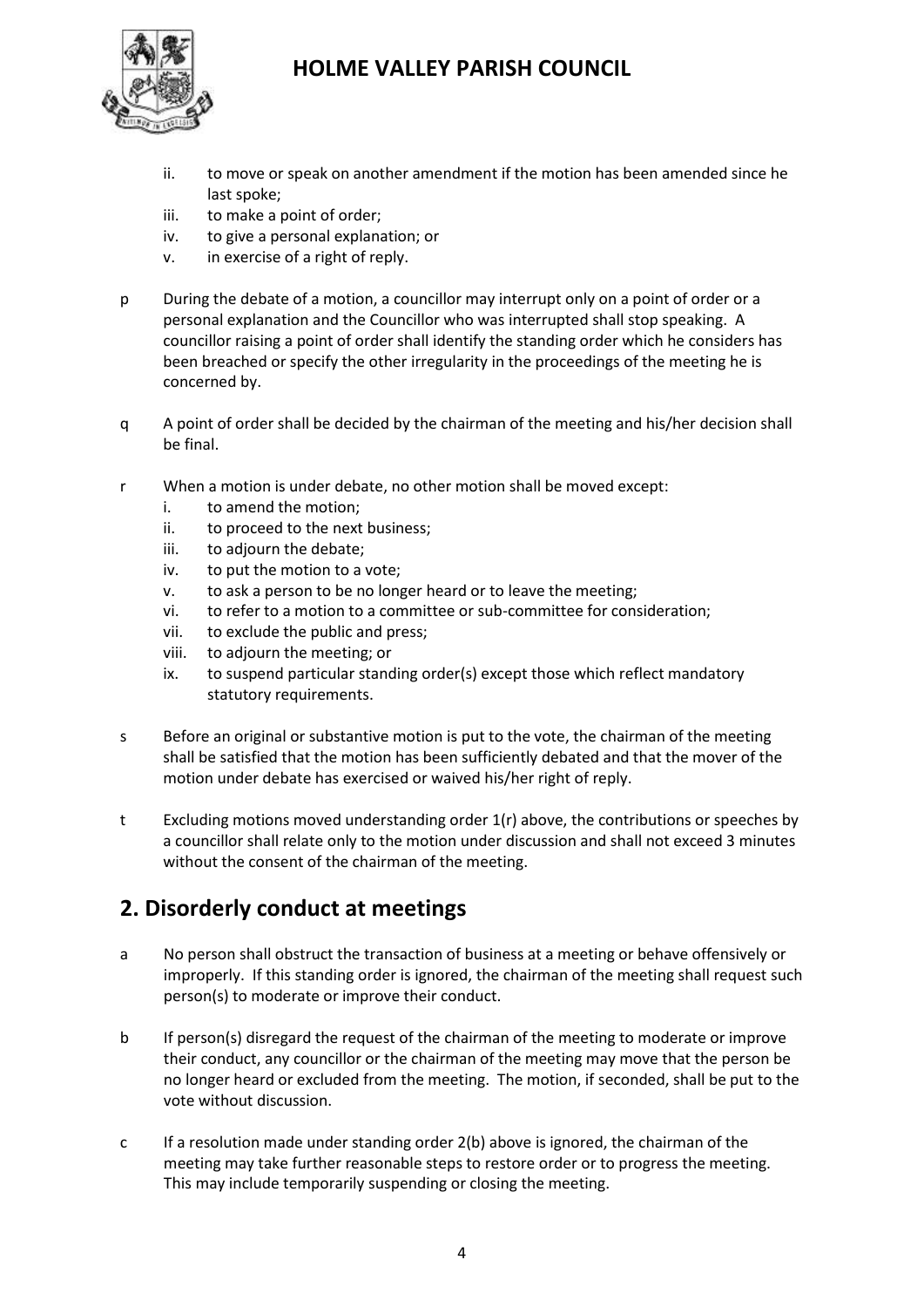ii. to move or speak on another amendment if the motion has been amended since he last spoke;
iii. to make a point of order;
iv. to give a personal explanation; or
v. in exercise of a right of reply.

p During the debate of a motion, a councillor may interrupt only on a point of order or a personal explanation and the Councillor who was interrupted shall stop speaking. A councillor raising a point of order shall identify the standing order which he considers has been breached or specify the other irregularity in the proceedings of the meeting he is concerned by.

q A point of order shall be decided by the chairman of the meeting and his/her decision shall be final.

r When a motion is under debate, no other motion shall be moved except:

i. to amend the motion;
ii. to proceed to the next business;
iii. to adjourn the debate;
iv. to put the motion to a vote;
v. to ask a person to be no longer heard or to leave the meeting;
vi. to refer to a motion to a committee or sub-committee for consideration;
vii. to exclude the public and press;
viii. to adjourn the meeting; or
ix. to suspend particular standing order(s) except those which reflect mandatory statutory requirements.

s Before an original or substantive motion is put to the vote, the chairman of the meeting shall be satisfied that the motion has been sufficiently debated and that the mover of the motion under debate has exercised or waived his/her right of reply.

t Excluding motions moved understanding order 1(r) above, the contributions or speeches by a councillor shall relate only to the motion under discussion and shall not exceed 3 minutes without the consent of the chairman of the meeting.

## 2. Disorderly conduct at meetings

a No person shall obstruct the transaction of business at a meeting or behave offensively or improperly. If this standing order is ignored, the chairman of the meeting shall request such person(s) to moderate or improve their conduct.

b If person(s) disregard the request of the chairman of the meeting to moderate or improve their conduct, any councillor or the chairman of the meeting may move that the person be no longer heard or excluded from the meeting. The motion, if seconded, shall be put to the vote without discussion.

c If a resolution made under standing order 2(b) above is ignored, the chairman of the meeting may take further reasonable steps to restore order or to progress the meeting. This may include temporarily suspending or closing the meeting.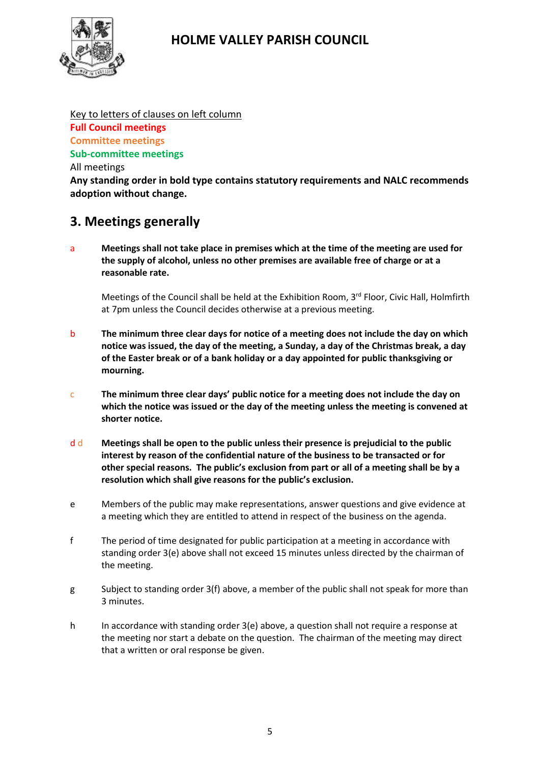# HOLME VALLEY PARISH COUNCIL

Key to letters of clauses on left column

Full Council meetings

Committee meetings

Sub-committee meetings

All meetings

**Any standing order in bold type contains statutory requirements and NALC recommends adoption without change.**

## 3. Meetings generally

a **Meetings shall not take place in premises which at the time of the meeting are used for the supply of alcohol, unless no other premises are available free of charge or at a reasonable rate.**

Meetings of the Council shall be held at the Exhibition Room, 3rd Floor, Civic Hall, Holmfirth at 7pm unless the Council decides otherwise at a previous meeting.

b **The minimum three clear days for notice of a meeting does not include the day on which notice was issued, the day of the meeting, a Sunday, a day of the Christmas break, a day of the Easter break or of a bank holiday or a day appointed for public thanksgiving or mourning.**

c **The minimum three clear days' public notice for a meeting does not include the day on which the notice was issued or the day of the meeting unless the meeting is convened at shorter notice.**

d d **Meetings shall be open to the public unless their presence is prejudicial to the public interest by reason of the confidential nature of the business to be transacted or for other special reasons. The public's exclusion from part or all of a meeting shall be by a resolution which shall give reasons for the public's exclusion.**

e Members of the public may make representations, answer questions and give evidence at a meeting which they are entitled to attend in respect of the business on the agenda.

f The period of time designated for public participation at a meeting in accordance with standing order 3(e) above shall not exceed 15 minutes unless directed by the chairman of the meeting.

g Subject to standing order 3(f) above, a member of the public shall not speak for more than 3 minutes.

h In accordance with standing order 3(e) above, a question shall not require a response at the meeting nor start a debate on the question. The chairman of the meeting may direct that a written or oral response be given.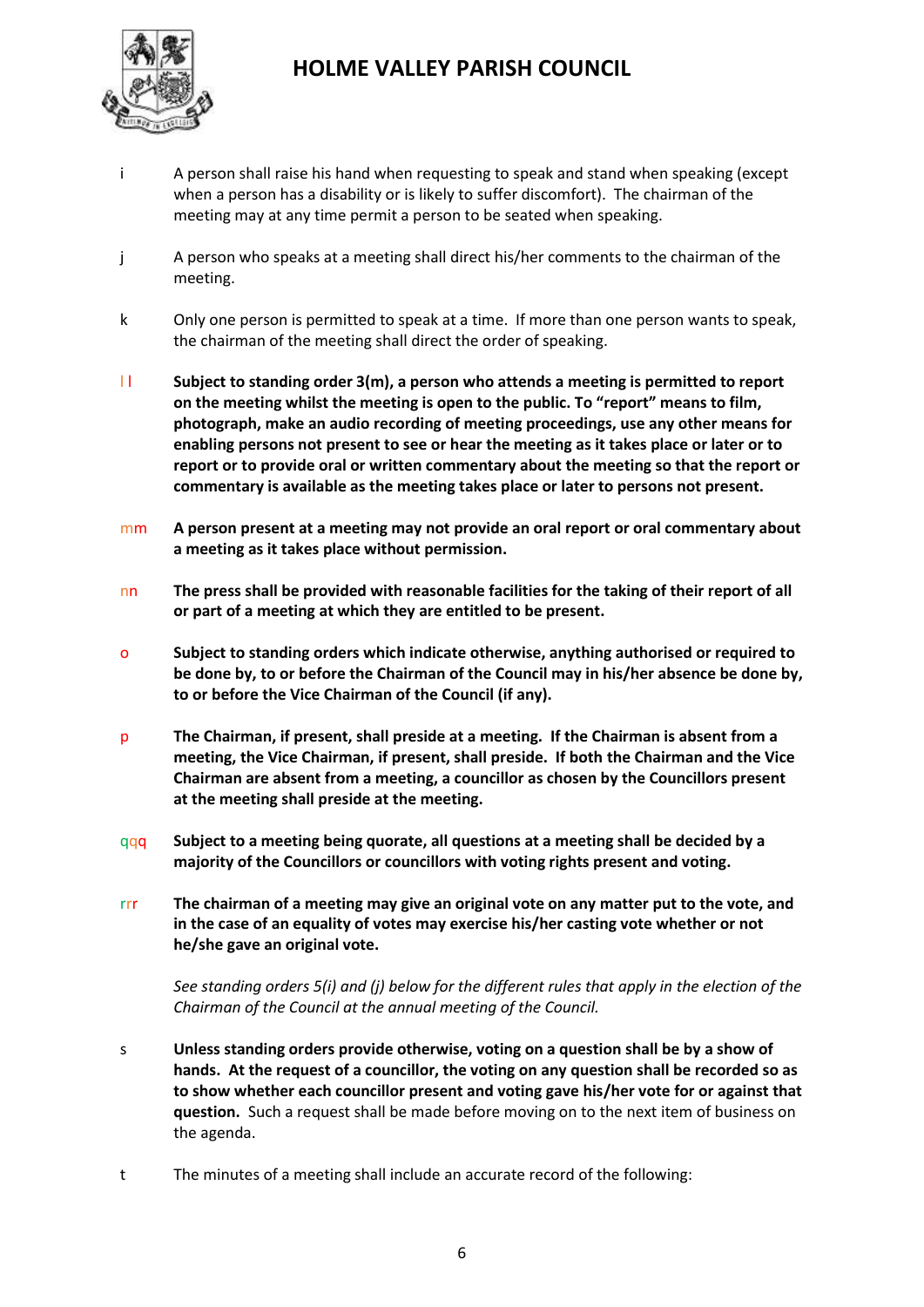i A person shall raise his hand when requesting to speak and stand when speaking (except when a person has a disability or is likely to suffer discomfort). The chairman of the meeting may at any time permit a person to be seated when speaking.

j A person who speaks at a meeting shall direct his/her comments to the chairman of the meeting.

k Only one person is permitted to speak at a time. If more than one person wants to speak, the chairman of the meeting shall direct the order of speaking.

l l **Subject to standing order 3(m), a person who attends a meeting is permitted to report on the meeting whilst the meeting is open to the public. To "report" means to film, photograph, make an audio recording of meeting proceedings, use any other means for enabling persons not present to see or hear the meeting as it takes place or later or to report or to provide oral or written commentary about the meeting so that the report or commentary is available as the meeting takes place or later to persons not present.**

mm **A person present at a meeting may not provide an oral report or oral commentary about a meeting as it takes place without permission.**

nn **The press shall be provided with reasonable facilities for the taking of their report of all or part of a meeting at which they are entitled to be present.**

o **Subject to standing orders which indicate otherwise, anything authorised or required to be done by, to or before the Chairman of the Council may in his/her absence be done by, to or before the Vice Chairman of the Council (if any).**

p **The Chairman, if present, shall preside at a meeting. If the Chairman is absent from a meeting, the Vice Chairman, if present, shall preside. If both the Chairman and the Vice Chairman are absent from a meeting, a councillor as chosen by the Councillors present at the meeting shall preside at the meeting.**

qqq **Subject to a meeting being quorate, all questions at a meeting shall be decided by a majority of the Councillors or councillors with voting rights present and voting.**

rrr **The chairman of a meeting may give an original vote on any matter put to the vote, and in the case of an equality of votes may exercise his/her casting vote whether or not he/she gave an original vote.**

*See standing orders 5(i) and (j) below for the different rules that apply in the election of the Chairman of the Council at the annual meeting of the Council.*

s **Unless standing orders provide otherwise, voting on a question shall be by a show of hands. At the request of a councillor, the voting on any question shall be recorded so as to show whether each councillor present and voting gave his/her vote for or against that question.** Such a request shall be made before moving on to the next item of business on the agenda.

t The minutes of a meeting shall include an accurate record of the following: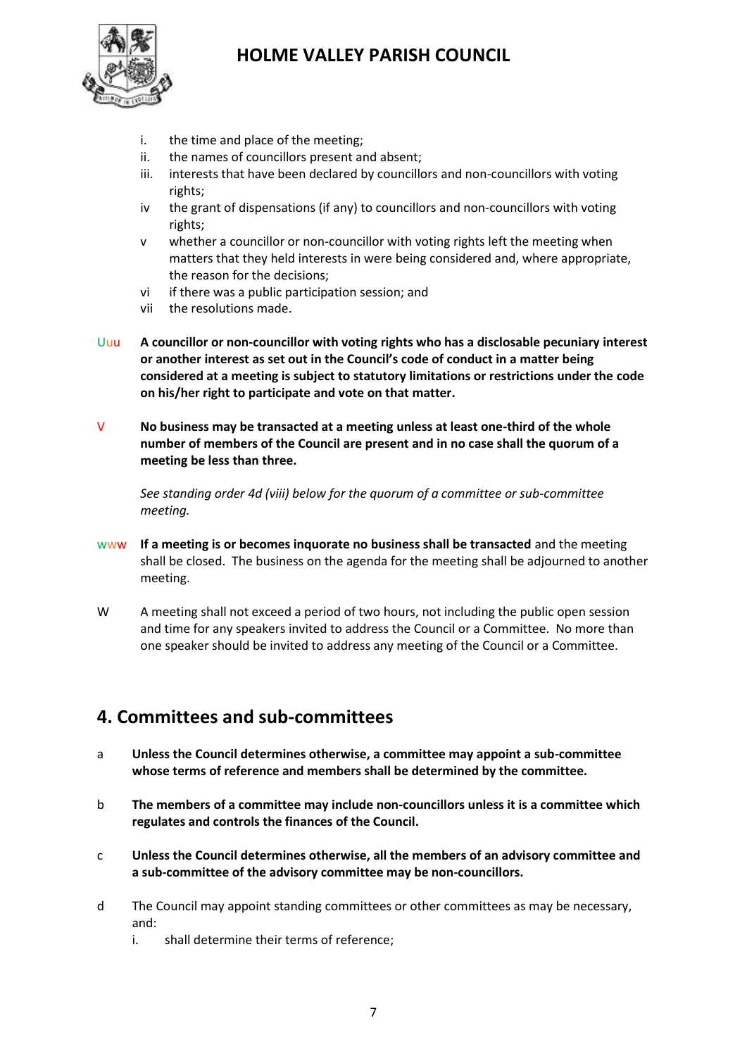i. the time and place of the meeting;
ii. the names of councillors present and absent;
iii. interests that have been declared by councillors and non-councillors with voting rights;
iv the grant of dispensations (if any) to councillors and non-councillors with voting rights;
v whether a councillor or non-councillor with voting rights left the meeting when matters that they held interests in were being considered and, where appropriate, the reason for the decisions;
vi if there was a public participation session; and
vii the resolutions made.

Uuu **A councillor or non-councillor with voting rights who has a disclosable pecuniary interest or another interest as set out in the Council's code of conduct in a matter being considered at a meeting is subject to statutory limitations or restrictions under the code on his/her right to participate and vote on that matter.**

V **No business may be transacted at a meeting unless at least one-third of the whole number of members of the Council are present and in no case shall the quorum of a meeting be less than three.**

*See standing order 4d (viii) below for the quorum of a committee or sub-committee meeting.*

www **If a meeting is or becomes inquorate no business shall be transacted** and the meeting shall be closed. The business on the agenda for the meeting shall be adjourned to another meeting.

W A meeting shall not exceed a period of two hours, not including the public open session and time for any speakers invited to address the Council or a Committee. No more than one speaker should be invited to address any meeting of the Council or a Committee.

## 4. Committees and sub-committees

a **Unless the Council determines otherwise, a committee may appoint a sub-committee whose terms of reference and members shall be determined by the committee.**

b **The members of a committee may include non-councillors unless it is a committee which regulates and controls the finances of the Council.**

c **Unless the Council determines otherwise, all the members of an advisory committee and a sub-committee of the advisory committee may be non-councillors.**

d The Council may appoint standing committees or other committees as may be necessary, and:

i. shall determine their terms of reference;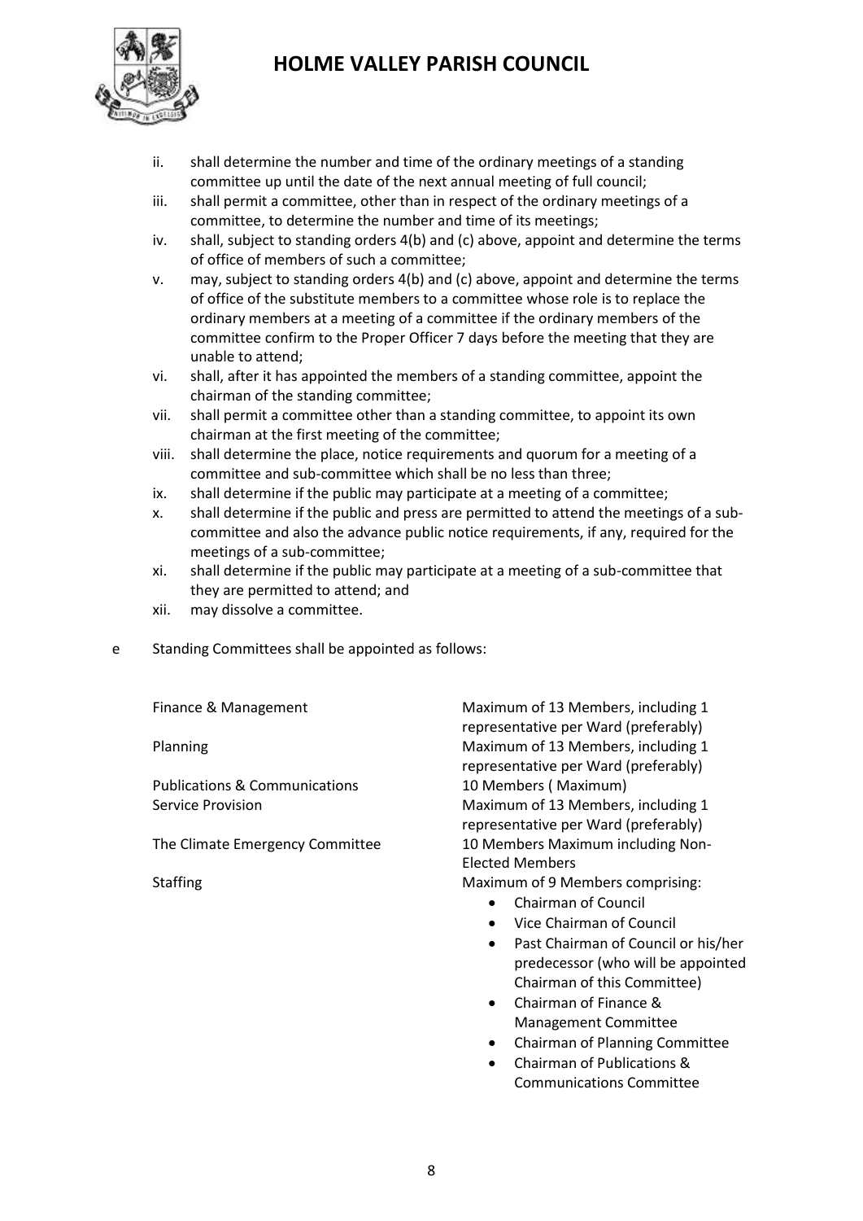ii. shall determine the number and time of the ordinary meetings of a standing committee up until the date of the next annual meeting of full council;
iii. shall permit a committee, other than in respect of the ordinary meetings of a committee, to determine the number and time of its meetings;
iv. shall, subject to standing orders 4(b) and (c) above, appoint and determine the terms of office of members of such a committee;
v. may, subject to standing orders 4(b) and (c) above, appoint and determine the terms of office of the substitute members to a committee whose role is to replace the ordinary members at a meeting of a committee if the ordinary members of the committee confirm to the Proper Officer 7 days before the meeting that they are unable to attend;
vi. shall, after it has appointed the members of a standing committee, appoint the chairman of the standing committee;
vii. shall permit a committee other than a standing committee, to appoint its own chairman at the first meeting of the committee;
viii. shall determine the place, notice requirements and quorum for a meeting of a committee and sub-committee which shall be no less than three;
ix. shall determine if the public may participate at a meeting of a committee;
x. shall determine if the public and press are permitted to attend the meetings of a sub-committee and also the advance public notice requirements, if any, required for the meetings of a sub-committee;
xi. shall determine if the public may participate at a meeting of a sub-committee that they are permitted to attend; and
xii. may dissolve a committee.

e Standing Committees shall be appointed as follows:

| | |
|---|---|
| Finance & Management | Maximum of 13 Members, including 1 representative per Ward (preferably) |
| Planning | Maximum of 13 Members, including 1 representative per Ward (preferably) |
| Publications & Communications | 10 Members ( Maximum) |
| Service Provision | Maximum of 13 Members, including 1 representative per Ward (preferably) |
| The Climate Emergency Committee | 10 Members Maximum including Non-Elected Members |
| Staffing | Maximum of 9 Members comprising:<br>• Chairman of Council<br>• Vice Chairman of Council<br>• Past Chairman of Council or his/her predecessor (who will be appointed Chairman of this Committee)<br>• Chairman of Finance & Management Committee<br>• Chairman of Planning Committee<br>• Chairman of Publications & Communications Committee |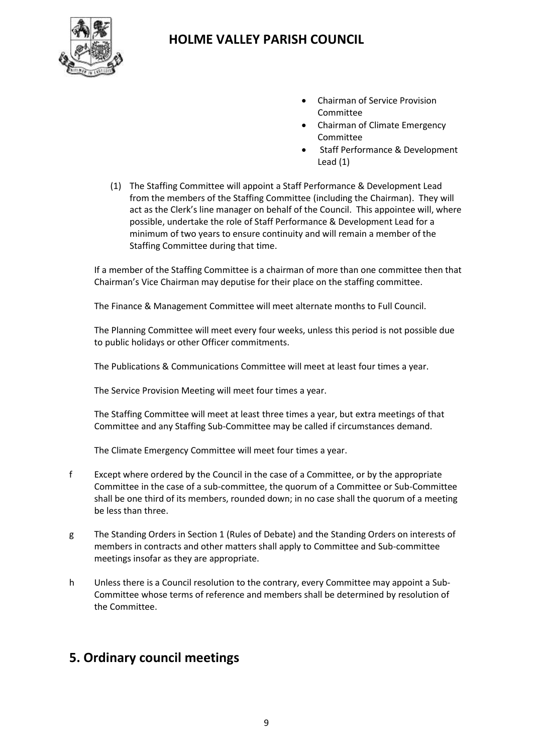- Chairman of Service Provision Committee
- Chairman of Climate Emergency Committee
- Staff Performance & Development Lead (1)

(1) The Staffing Committee will appoint a Staff Performance & Development Lead from the members of the Staffing Committee (including the Chairman). They will act as the Clerk's line manager on behalf of the Council. This appointee will, where possible, undertake the role of Staff Performance & Development Lead for a minimum of two years to ensure continuity and will remain a member of the Staffing Committee during that time.

If a member of the Staffing Committee is a chairman of more than one committee then that Chairman's Vice Chairman may deputise for their place on the staffing committee.

The Finance & Management Committee will meet alternate months to Full Council.

The Planning Committee will meet every four weeks, unless this period is not possible due to public holidays or other Officer commitments.

The Publications & Communications Committee will meet at least four times a year.

The Service Provision Meeting will meet four times a year.

The Staffing Committee will meet at least three times a year, but extra meetings of that Committee and any Staffing Sub-Committee may be called if circumstances demand.

The Climate Emergency Committee will meet four times a year.

f Except where ordered by the Council in the case of a Committee, or by the appropriate Committee in the case of a sub-committee, the quorum of a Committee or Sub-Committee shall be one third of its members, rounded down; in no case shall the quorum of a meeting be less than three.

g The Standing Orders in Section 1 (Rules of Debate) and the Standing Orders on interests of members in contracts and other matters shall apply to Committee and Sub-committee meetings insofar as they are appropriate.

h Unless there is a Council resolution to the contrary, every Committee may appoint a Sub-Committee whose terms of reference and members shall be determined by resolution of the Committee.

## 5. Ordinary council meetings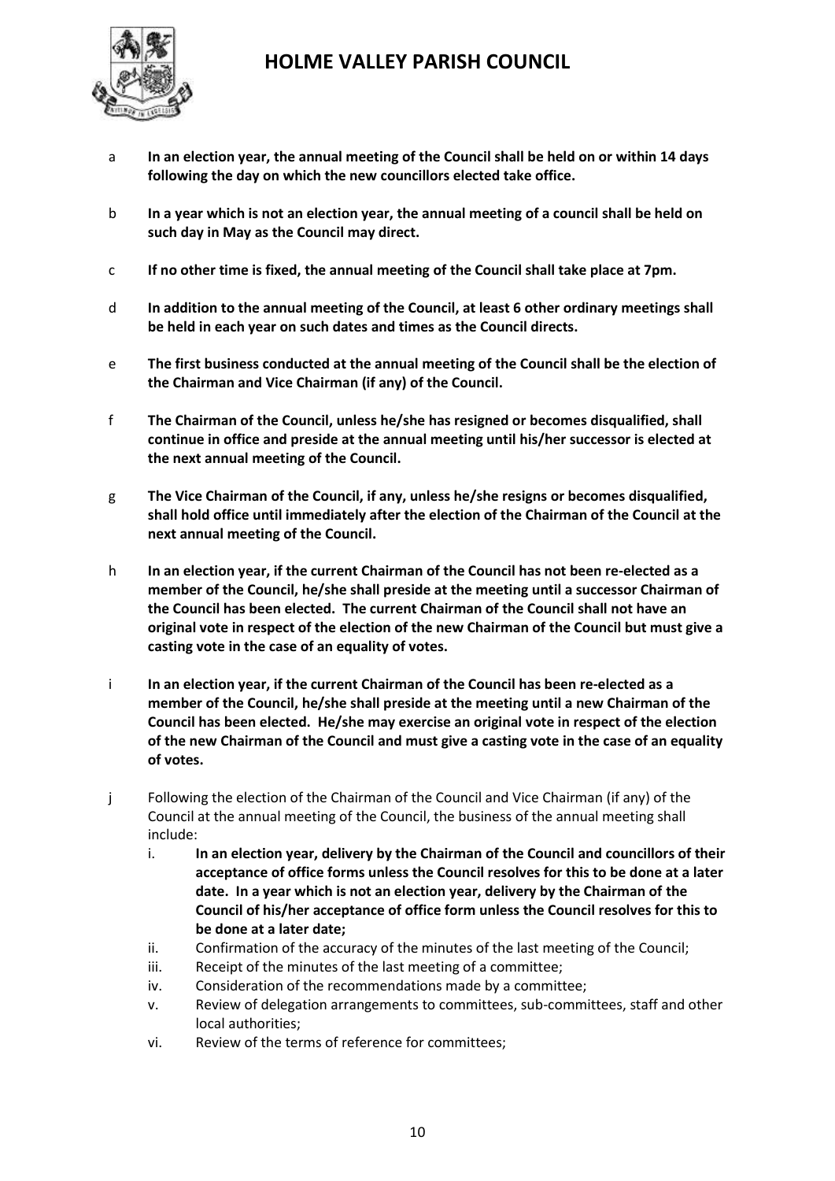a **In an election year, the annual meeting of the Council shall be held on or within 14 days following the day on which the new councillors elected take office.**

b **In a year which is not an election year, the annual meeting of a council shall be held on such day in May as the Council may direct.**

c **If no other time is fixed, the annual meeting of the Council shall take place at 7pm.**

d **In addition to the annual meeting of the Council, at least 6 other ordinary meetings shall be held in each year on such dates and times as the Council directs.**

e **The first business conducted at the annual meeting of the Council shall be the election of the Chairman and Vice Chairman (if any) of the Council.**

f **The Chairman of the Council, unless he/she has resigned or becomes disqualified, shall continue in office and preside at the annual meeting until his/her successor is elected at the next annual meeting of the Council.**

g **The Vice Chairman of the Council, if any, unless he/she resigns or becomes disqualified, shall hold office until immediately after the election of the Chairman of the Council at the next annual meeting of the Council.**

h **In an election year, if the current Chairman of the Council has not been re-elected as a member of the Council, he/she shall preside at the meeting until a successor Chairman of the Council has been elected. The current Chairman of the Council shall not have an original vote in respect of the election of the new Chairman of the Council but must give a casting vote in the case of an equality of votes.**

i **In an election year, if the current Chairman of the Council has been re-elected as a member of the Council, he/she shall preside at the meeting until a new Chairman of the Council has been elected. He/she may exercise an original vote in respect of the election of the new Chairman of the Council and must give a casting vote in the case of an equality of votes.**

j Following the election of the Chairman of the Council and Vice Chairman (if any) of the Council at the annual meeting of the Council, the business of the annual meeting shall include:

  i. **In an election year, delivery by the Chairman of the Council and councillors of their acceptance of office forms unless the Council resolves for this to be done at a later date. In a year which is not an election year, delivery by the Chairman of the Council of his/her acceptance of office form unless the Council resolves for this to be done at a later date;**
  ii. Confirmation of the accuracy of the minutes of the last meeting of the Council;
  iii. Receipt of the minutes of the last meeting of a committee;
  iv. Consideration of the recommendations made by a committee;
  v. Review of delegation arrangements to committees, sub-committees, staff and other local authorities;
  vi. Review of the terms of reference for committees;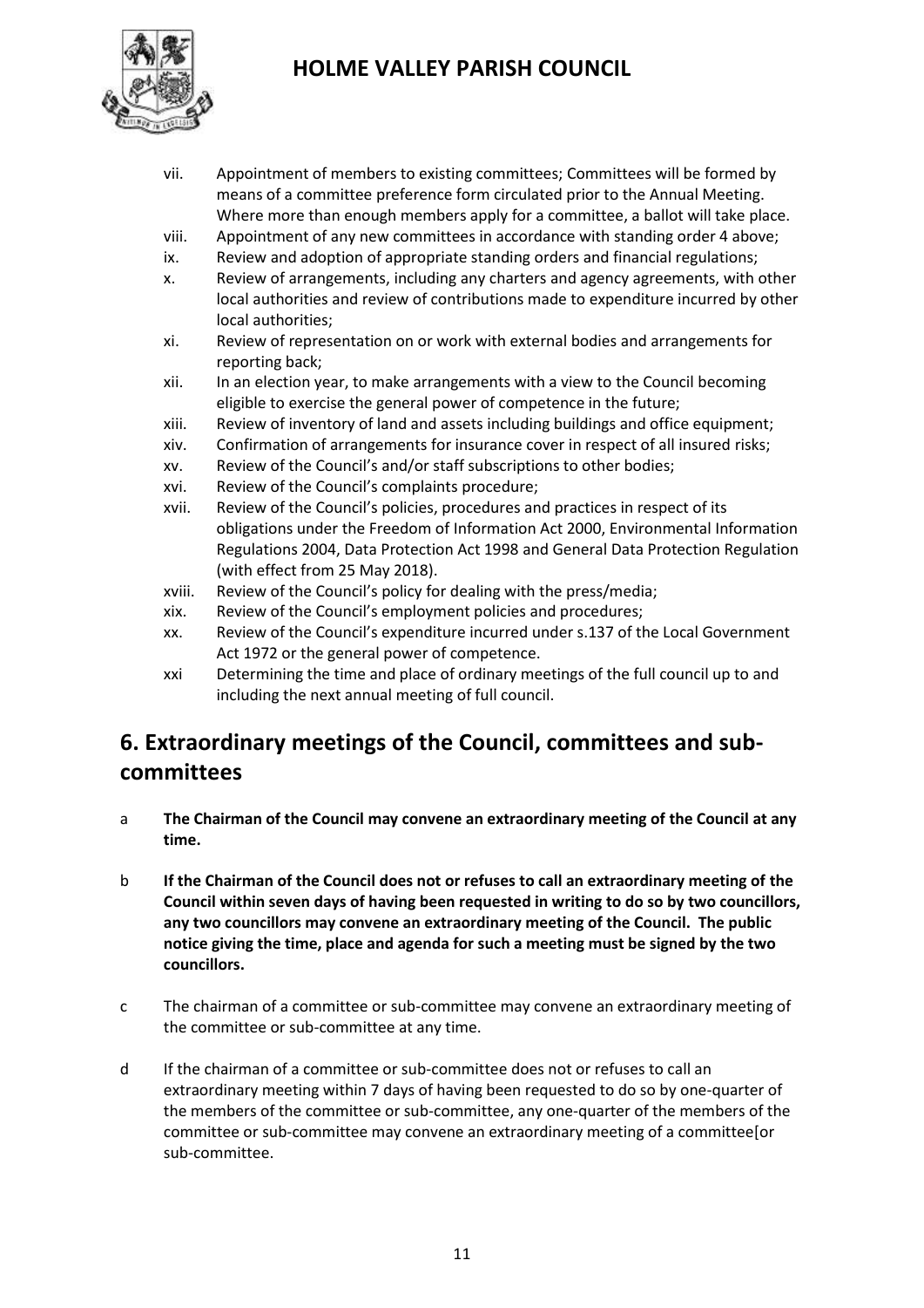vii. Appointment of members to existing committees; Committees will be formed by means of a committee preference form circulated prior to the Annual Meeting. Where more than enough members apply for a committee, a ballot will take place.

viii. Appointment of any new committees in accordance with standing order 4 above;

ix. Review and adoption of appropriate standing orders and financial regulations;

x. Review of arrangements, including any charters and agency agreements, with other local authorities and review of contributions made to expenditure incurred by other local authorities;

xi. Review of representation on or work with external bodies and arrangements for reporting back;

xii. In an election year, to make arrangements with a view to the Council becoming eligible to exercise the general power of competence in the future;

xiii. Review of inventory of land and assets including buildings and office equipment;

xiv. Confirmation of arrangements for insurance cover in respect of all insured risks;

xv. Review of the Council's and/or staff subscriptions to other bodies;

xvi. Review of the Council's complaints procedure;

xvii. Review of the Council's policies, procedures and practices in respect of its obligations under the Freedom of Information Act 2000, Environmental Information Regulations 2004, Data Protection Act 1998 and General Data Protection Regulation (with effect from 25 May 2018).

xviii. Review of the Council's policy for dealing with the press/media;

xix. Review of the Council's employment policies and procedures;

xx. Review of the Council's expenditure incurred under s.137 of the Local Government Act 1972 or the general power of competence.

xxi Determining the time and place of ordinary meetings of the full council up to and including the next annual meeting of full council.

## 6. Extraordinary meetings of the Council, committees and sub-committees

a **The Chairman of the Council may convene an extraordinary meeting of the Council at any time.**

b **If the Chairman of the Council does not or refuses to call an extraordinary meeting of the Council within seven days of having been requested in writing to do so by two councillors, any two councillors may convene an extraordinary meeting of the Council. The public notice giving the time, place and agenda for such a meeting must be signed by the two councillors.**

c The chairman of a committee or sub-committee may convene an extraordinary meeting of the committee or sub-committee at any time.

d If the chairman of a committee or sub-committee does not or refuses to call an extraordinary meeting within 7 days of having been requested to do so by one-quarter of the members of the committee or sub-committee, any one-quarter of the members of the committee or sub-committee may convene an extraordinary meeting of a committee[or sub-committee.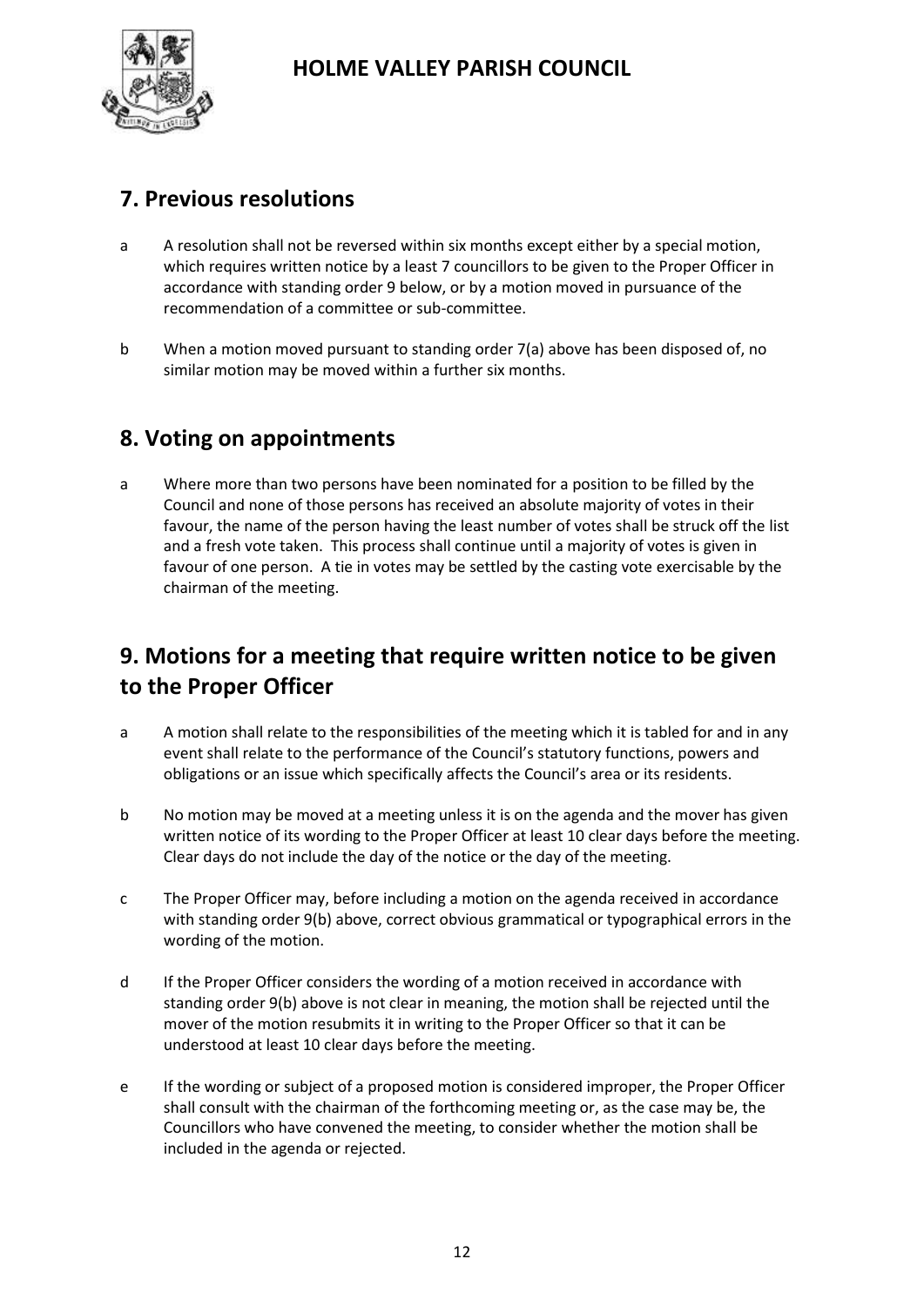## 7. Previous resolutions

a A resolution shall not be reversed within six months except either by a special motion, which requires written notice by a least 7 councillors to be given to the Proper Officer in accordance with standing order 9 below, or by a motion moved in pursuance of the recommendation of a committee or sub-committee.

b When a motion moved pursuant to standing order 7(a) above has been disposed of, no similar motion may be moved within a further six months.

## 8. Voting on appointments

a Where more than two persons have been nominated for a position to be filled by the Council and none of those persons has received an absolute majority of votes in their favour, the name of the person having the least number of votes shall be struck off the list and a fresh vote taken. This process shall continue until a majority of votes is given in favour of one person. A tie in votes may be settled by the casting vote exercisable by the chairman of the meeting.

## 9. Motions for a meeting that require written notice to be given to the Proper Officer

a A motion shall relate to the responsibilities of the meeting which it is tabled for and in any event shall relate to the performance of the Council's statutory functions, powers and obligations or an issue which specifically affects the Council's area or its residents.

b No motion may be moved at a meeting unless it is on the agenda and the mover has given written notice of its wording to the Proper Officer at least 10 clear days before the meeting. Clear days do not include the day of the notice or the day of the meeting.

c The Proper Officer may, before including a motion on the agenda received in accordance with standing order 9(b) above, correct obvious grammatical or typographical errors in the wording of the motion.

d If the Proper Officer considers the wording of a motion received in accordance with standing order 9(b) above is not clear in meaning, the motion shall be rejected until the mover of the motion resubmits it in writing to the Proper Officer so that it can be understood at least 10 clear days before the meeting.

e If the wording or subject of a proposed motion is considered improper, the Proper Officer shall consult with the chairman of the forthcoming meeting or, as the case may be, the Councillors who have convened the meeting, to consider whether the motion shall be included in the agenda or rejected.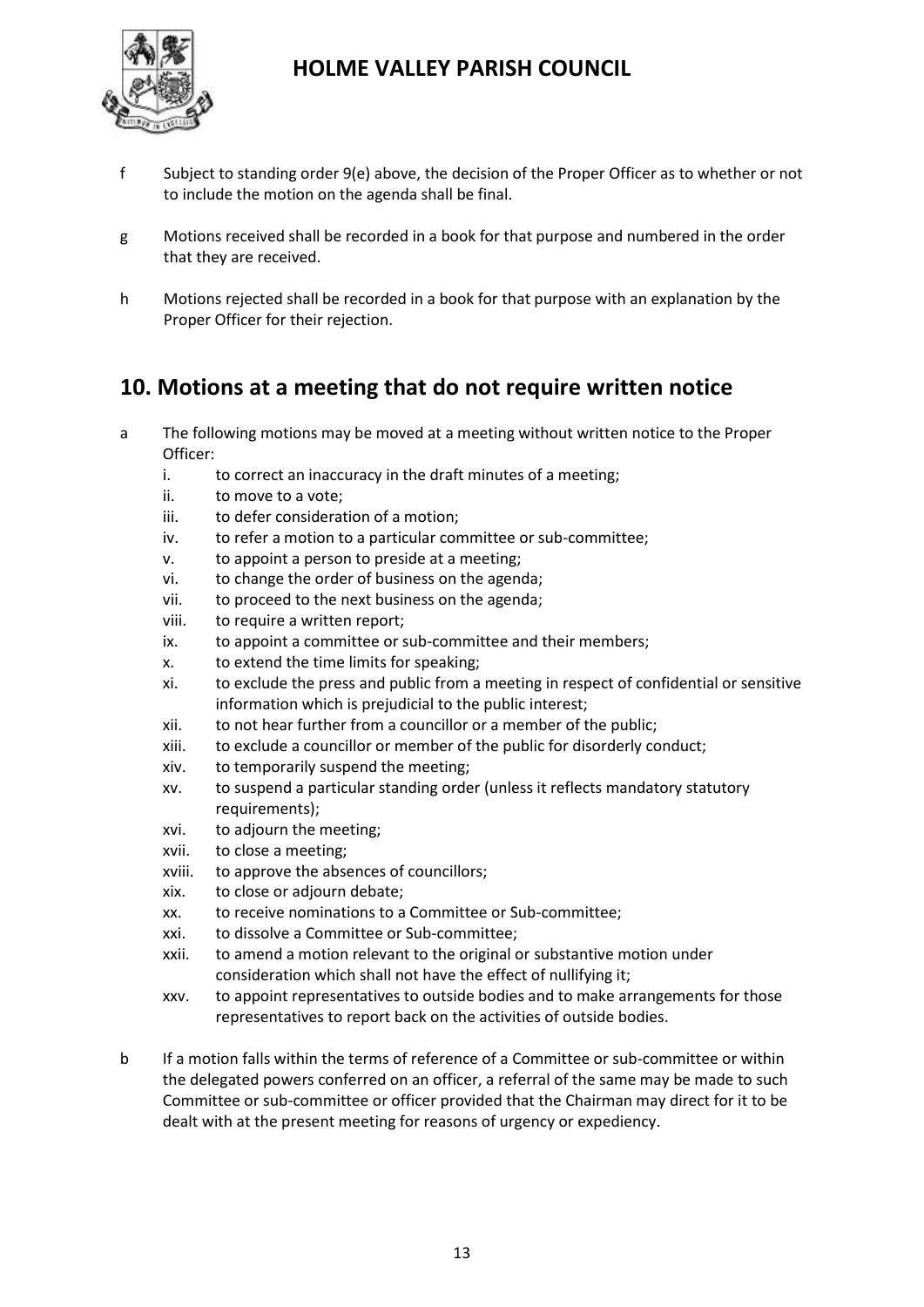f Subject to standing order 9(e) above, the decision of the Proper Officer as to whether or not to include the motion on the agenda shall be final.

g Motions received shall be recorded in a book for that purpose and numbered in the order that they are received.

h Motions rejected shall be recorded in a book for that purpose with an explanation by the Proper Officer for their rejection.

## 10. Motions at a meeting that do not require written notice

a The following motions may be moved at a meeting without written notice to the Proper Officer:

   i. to correct an inaccuracy in the draft minutes of a meeting;
   ii. to move to a vote;
   iii. to defer consideration of a motion;
   iv. to refer a motion to a particular committee or sub-committee;
   v. to appoint a person to preside at a meeting;
   vi. to change the order of business on the agenda;
   vii. to proceed to the next business on the agenda;
   viii. to require a written report;
   ix. to appoint a committee or sub-committee and their members;
   x. to extend the time limits for speaking;
   xi. to exclude the press and public from a meeting in respect of confidential or sensitive information which is prejudicial to the public interest;
   xii. to not hear further from a councillor or a member of the public;
   xiii. to exclude a councillor or member of the public for disorderly conduct;
   xiv. to temporarily suspend the meeting;
   xv. to suspend a particular standing order (unless it reflects mandatory statutory requirements);
   xvi. to adjourn the meeting;
   xvii. to close a meeting;
   xviii. to approve the absences of councillors;
   xix. to close or adjourn debate;
   xx. to receive nominations to a Committee or Sub-committee;
   xxi. to dissolve a Committee or Sub-committee;
   xxii. to amend a motion relevant to the original or substantive motion under consideration which shall not have the effect of nullifying it;
   xxv. to appoint representatives to outside bodies and to make arrangements for those representatives to report back on the activities of outside bodies.

b If a motion falls within the terms of reference of a Committee or sub-committee or within the delegated powers conferred on an officer, a referral of the same may be made to such Committee or sub-committee or officer provided that the Chairman may direct for it to be dealt with at the present meeting for reasons of urgency or expediency.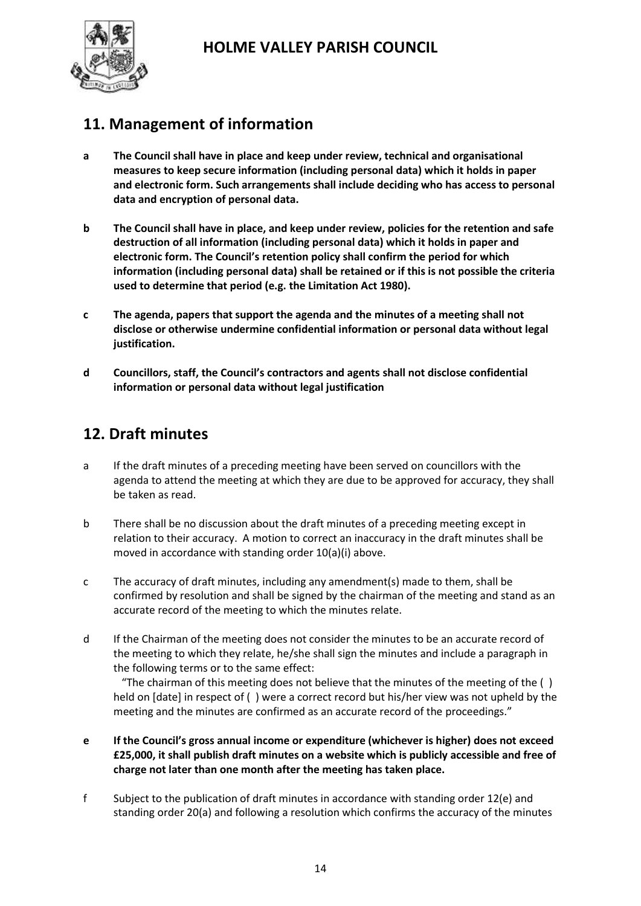## 11. Management of information

**a** **The Council shall have in place and keep under review, technical and organisational measures to keep secure information (including personal data) which it holds in paper and electronic form. Such arrangements shall include deciding who has access to personal data and encryption of personal data.**

**b** **The Council shall have in place, and keep under review, policies for the retention and safe destruction of all information (including personal data) which it holds in paper and electronic form. The Council's retention policy shall confirm the period for which information (including personal data) shall be retained or if this is not possible the criteria used to determine that period (e.g. the Limitation Act 1980).**

**c** **The agenda, papers that support the agenda and the minutes of a meeting shall not disclose or otherwise undermine confidential information or personal data without legal justification.**

**d** **Councillors, staff, the Council's contractors and agents shall not disclose confidential information or personal data without legal justification**

## 12. Draft minutes

a If the draft minutes of a preceding meeting have been served on councillors with the agenda to attend the meeting at which they are due to be approved for accuracy, they shall be taken as read.

b There shall be no discussion about the draft minutes of a preceding meeting except in relation to their accuracy. A motion to correct an inaccuracy in the draft minutes shall be moved in accordance with standing order 10(a)(i) above.

c The accuracy of draft minutes, including any amendment(s) made to them, shall be confirmed by resolution and shall be signed by the chairman of the meeting and stand as an accurate record of the meeting to which the minutes relate.

d If the Chairman of the meeting does not consider the minutes to be an accurate record of the meeting to which they relate, he/she shall sign the minutes and include a paragraph in the following terms or to the same effect:

"The chairman of this meeting does not believe that the minutes of the meeting of the ( ) held on [date] in respect of ( ) were a correct record but his/her view was not upheld by the meeting and the minutes are confirmed as an accurate record of the proceedings."

**e** **If the Council's gross annual income or expenditure (whichever is higher) does not exceed £25,000, it shall publish draft minutes on a website which is publicly accessible and free of charge not later than one month after the meeting has taken place.**

f Subject to the publication of draft minutes in accordance with standing order 12(e) and standing order 20(a) and following a resolution which confirms the accuracy of the minutes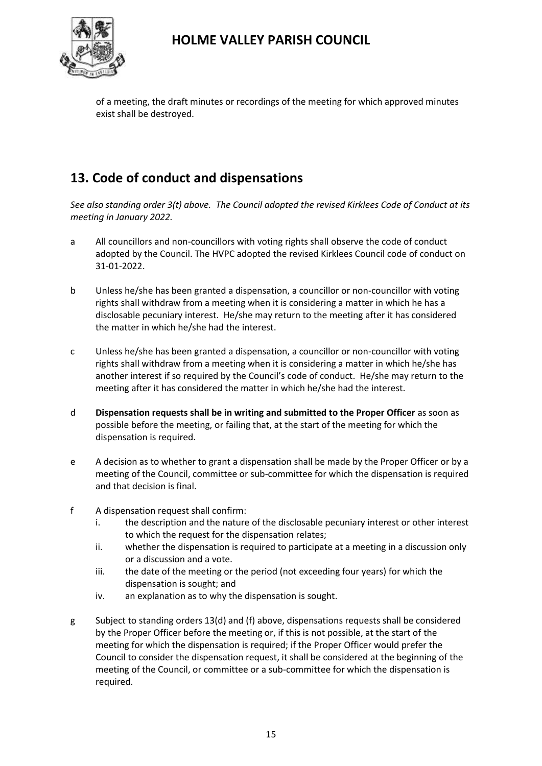of a meeting, the draft minutes or recordings of the meeting for which approved minutes exist shall be destroyed.

## 13. Code of conduct and dispensations

*See also standing order 3(t) above. The Council adopted the revised Kirklees Code of Conduct at its meeting in January 2022.*

a All councillors and non-councillors with voting rights shall observe the code of conduct adopted by the Council. The HVPC adopted the revised Kirklees Council code of conduct on 31-01-2022.

b Unless he/she has been granted a dispensation, a councillor or non-councillor with voting rights shall withdraw from a meeting when it is considering a matter in which he has a disclosable pecuniary interest. He/she may return to the meeting after it has considered the matter in which he/she had the interest.

c Unless he/she has been granted a dispensation, a councillor or non-councillor with voting rights shall withdraw from a meeting when it is considering a matter in which he/she has another interest if so required by the Council's code of conduct. He/she may return to the meeting after it has considered the matter in which he/she had the interest.

d **Dispensation requests shall be in writing and submitted to the Proper Officer** as soon as possible before the meeting, or failing that, at the start of the meeting for which the dispensation is required.

e A decision as to whether to grant a dispensation shall be made by the Proper Officer or by a meeting of the Council, committee or sub-committee for which the dispensation is required and that decision is final.

f A dispensation request shall confirm:
   i. the description and the nature of the disclosable pecuniary interest or other interest to which the request for the dispensation relates;
   ii. whether the dispensation is required to participate at a meeting in a discussion only or a discussion and a vote.
   iii. the date of the meeting or the period (not exceeding four years) for which the dispensation is sought; and
   iv. an explanation as to why the dispensation is sought.

g Subject to standing orders 13(d) and (f) above, dispensations requests shall be considered by the Proper Officer before the meeting or, if this is not possible, at the start of the meeting for which the dispensation is required; if the Proper Officer would prefer the Council to consider the dispensation request, it shall be considered at the beginning of the meeting of the Council, or committee or a sub-committee for which the dispensation is required.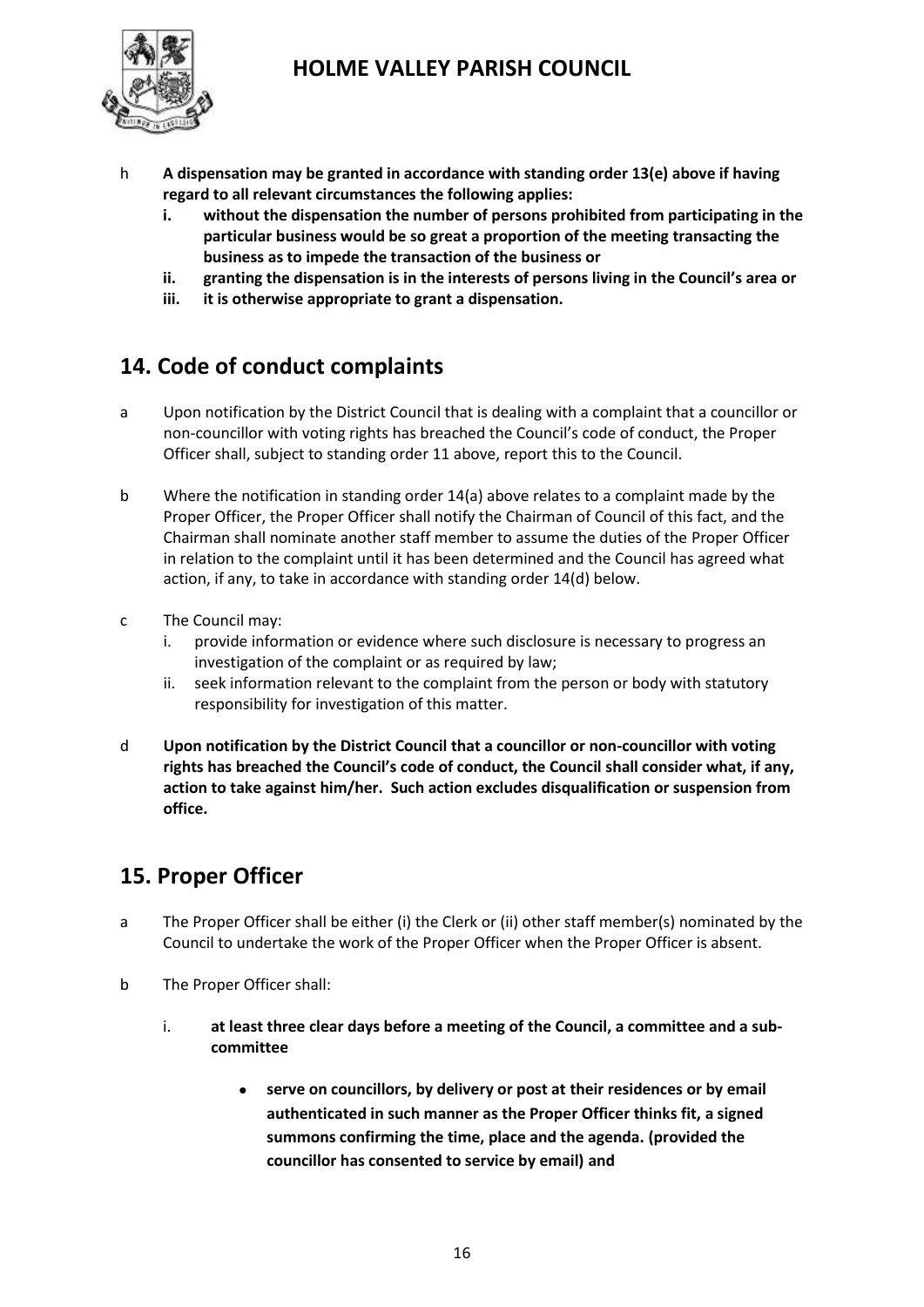h **A dispensation may be granted in accordance with standing order 13(e) above if having regard to all relevant circumstances the following applies:**

   **i. without the dispensation the number of persons prohibited from participating in the particular business would be so great a proportion of the meeting transacting the business as to impede the transaction of the business or**

   **ii. granting the dispensation is in the interests of persons living in the Council's area or**

   **iii. it is otherwise appropriate to grant a dispensation.**

## 14. Code of conduct complaints

a Upon notification by the District Council that is dealing with a complaint that a councillor or non-councillor with voting rights has breached the Council's code of conduct, the Proper Officer shall, subject to standing order 11 above, report this to the Council.

b Where the notification in standing order 14(a) above relates to a complaint made by the Proper Officer, the Proper Officer shall notify the Chairman of Council of this fact, and the Chairman shall nominate another staff member to assume the duties of the Proper Officer in relation to the complaint until it has been determined and the Council has agreed what action, if any, to take in accordance with standing order 14(d) below.

c The Council may:

   i. provide information or evidence where such disclosure is necessary to progress an investigation of the complaint or as required by law;

   ii. seek information relevant to the complaint from the person or body with statutory responsibility for investigation of this matter.

d **Upon notification by the District Council that a councillor or non-councillor with voting rights has breached the Council's code of conduct, the Council shall consider what, if any, action to take against him/her. Such action excludes disqualification or suspension from office.**

## 15. Proper Officer

a The Proper Officer shall be either (i) the Clerk or (ii) other staff member(s) nominated by the Council to undertake the work of the Proper Officer when the Proper Officer is absent.

b The Proper Officer shall:

   i. **at least three clear days before a meeting of the Council, a committee and a sub-committee**

   - **serve on councillors, by delivery or post at their residences or by email authenticated in such manner as the Proper Officer thinks fit, a signed summons confirming the time, place and the agenda. (provided the councillor has consented to service by email) and**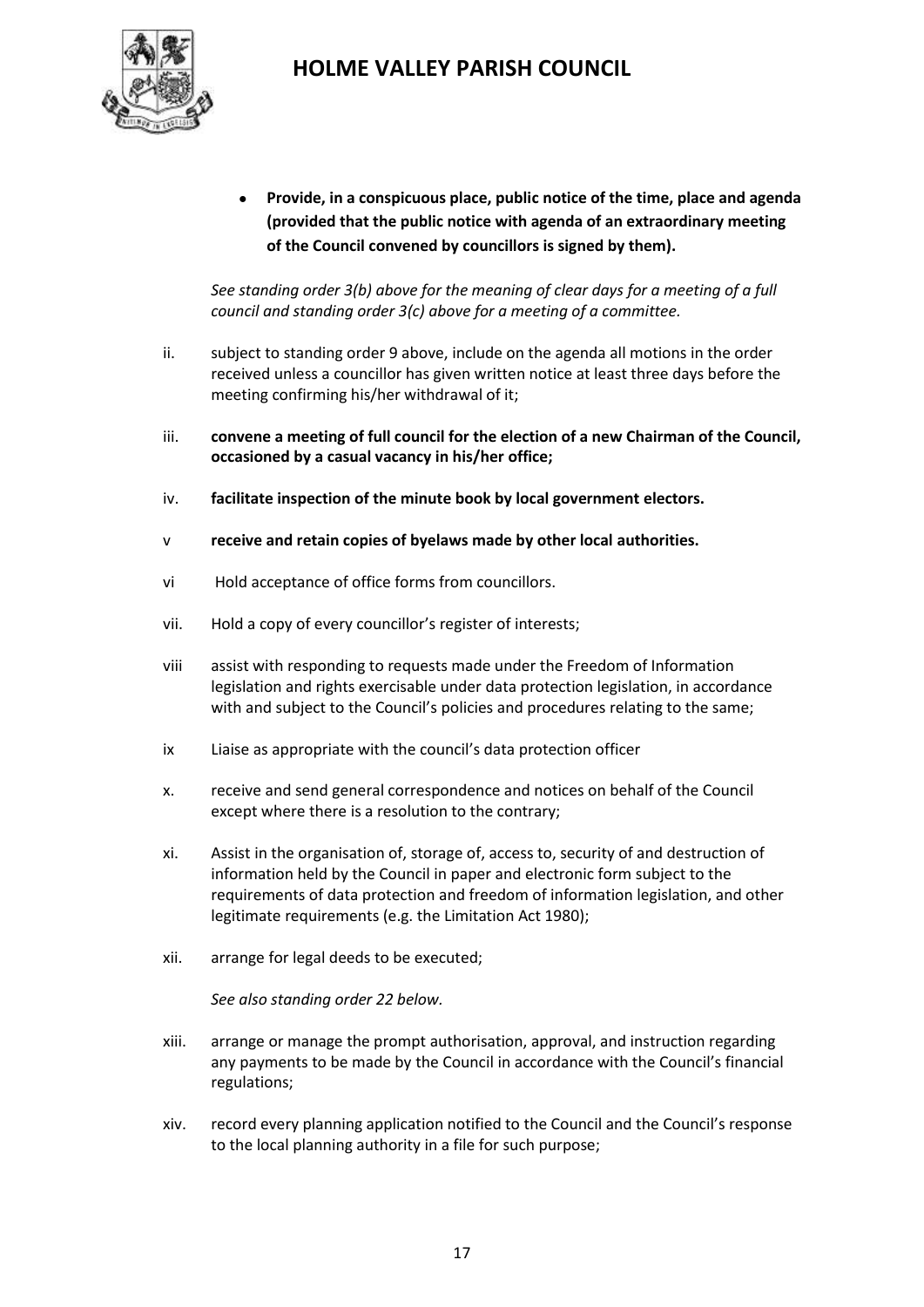- **Provide, in a conspicuous place, public notice of the time, place and agenda (provided that the public notice with agenda of an extraordinary meeting of the Council convened by councillors is signed by them).**

*See standing order 3(b) above for the meaning of clear days for a meeting of a full council and standing order 3(c) above for a meeting of a committee.*

ii. subject to standing order 9 above, include on the agenda all motions in the order received unless a councillor has given written notice at least three days before the meeting confirming his/her withdrawal of it;

iii. **convene a meeting of full council for the election of a new Chairman of the Council, occasioned by a casual vacancy in his/her office;**

iv. **facilitate inspection of the minute book by local government electors.**

v **receive and retain copies of byelaws made by other local authorities.**

vi Hold acceptance of office forms from councillors.

vii. Hold a copy of every councillor's register of interests;

viii assist with responding to requests made under the Freedom of Information legislation and rights exercisable under data protection legislation, in accordance with and subject to the Council's policies and procedures relating to the same;

ix Liaise as appropriate with the council's data protection officer

x. receive and send general correspondence and notices on behalf of the Council except where there is a resolution to the contrary;

xi. Assist in the organisation of, storage of, access to, security of and destruction of information held by the Council in paper and electronic form subject to the requirements of data protection and freedom of information legislation, and other legitimate requirements (e.g. the Limitation Act 1980);

xii. arrange for legal deeds to be executed;

*See also standing order 22 below.*

xiii. arrange or manage the prompt authorisation, approval, and instruction regarding any payments to be made by the Council in accordance with the Council's financial regulations;

xiv. record every planning application notified to the Council and the Council's response to the local planning authority in a file for such purpose;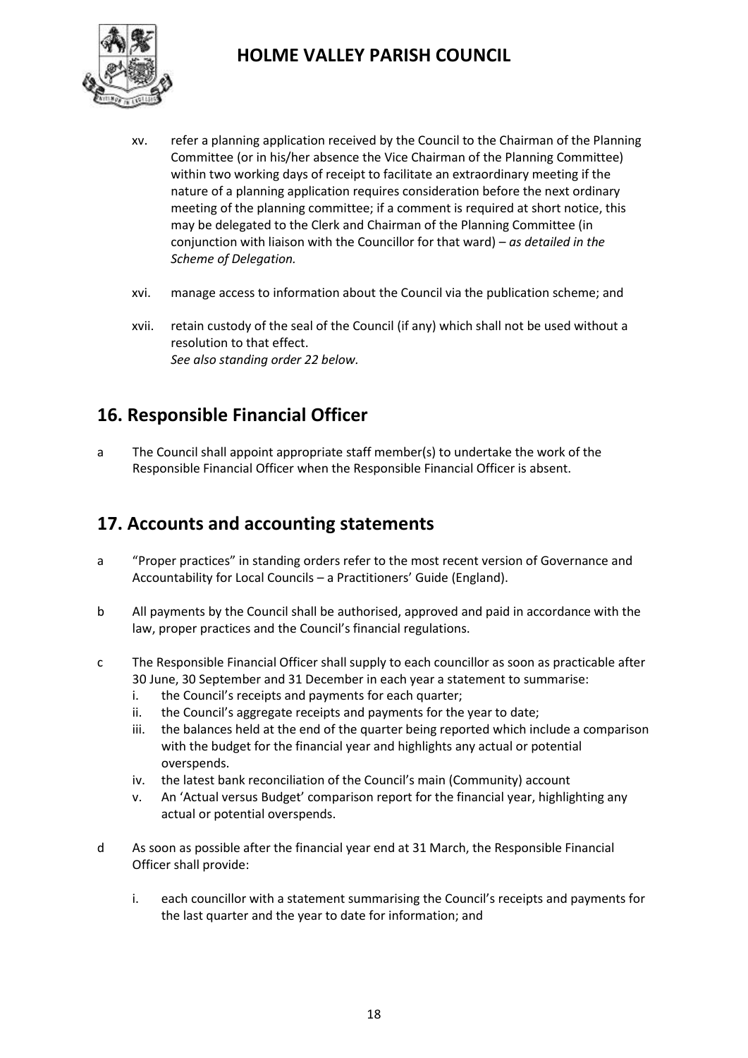xv. refer a planning application received by the Council to the Chairman of the Planning Committee (or in his/her absence the Vice Chairman of the Planning Committee) within two working days of receipt to facilitate an extraordinary meeting if the nature of a planning application requires consideration before the next ordinary meeting of the planning committee; if a comment is required at short notice, this may be delegated to the Clerk and Chairman of the Planning Committee (in conjunction with liaison with the Councillor for that ward) – *as detailed in the Scheme of Delegation.*

xvi. manage access to information about the Council via the publication scheme; and

xvii. retain custody of the seal of the Council (if any) which shall not be used without a resolution to that effect.
*See also standing order 22 below.*

## 16. Responsible Financial Officer

a The Council shall appoint appropriate staff member(s) to undertake the work of the Responsible Financial Officer when the Responsible Financial Officer is absent.

## 17. Accounts and accounting statements

a "Proper practices" in standing orders refer to the most recent version of Governance and Accountability for Local Councils – a Practitioners' Guide (England).

b All payments by the Council shall be authorised, approved and paid in accordance with the law, proper practices and the Council's financial regulations.

c The Responsible Financial Officer shall supply to each councillor as soon as practicable after 30 June, 30 September and 31 December in each year a statement to summarise:
   i. the Council's receipts and payments for each quarter;
   ii. the Council's aggregate receipts and payments for the year to date;
   iii. the balances held at the end of the quarter being reported which include a comparison with the budget for the financial year and highlights any actual or potential overspends.
   iv. the latest bank reconciliation of the Council's main (Community) account
   v. An 'Actual versus Budget' comparison report for the financial year, highlighting any actual or potential overspends.

d As soon as possible after the financial year end at 31 March, the Responsible Financial Officer shall provide:

   i. each councillor with a statement summarising the Council's receipts and payments for the last quarter and the year to date for information; and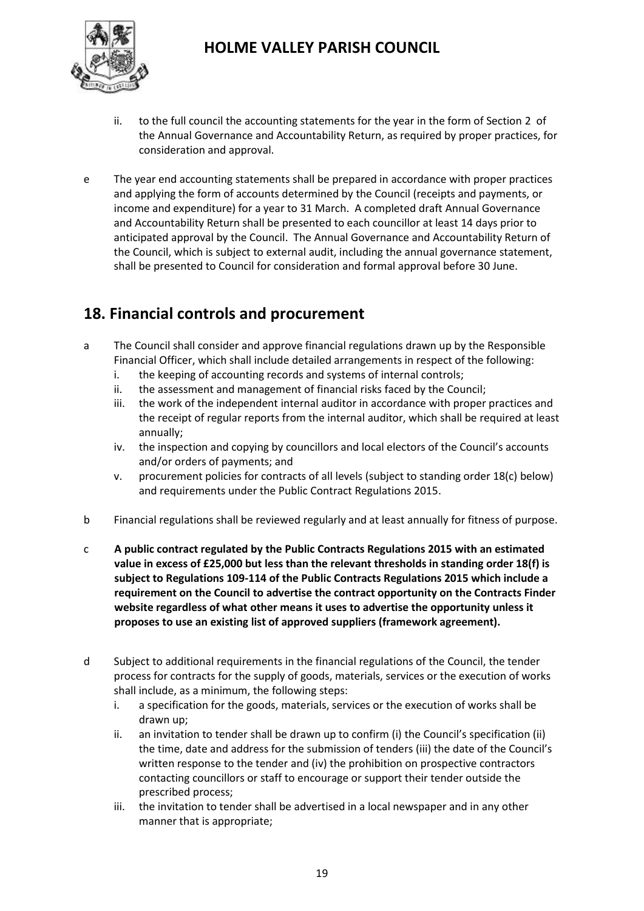ii. to the full council the accounting statements for the year in the form of Section 2 of the Annual Governance and Accountability Return, as required by proper practices, for consideration and approval.

e The year end accounting statements shall be prepared in accordance with proper practices and applying the form of accounts determined by the Council (receipts and payments, or income and expenditure) for a year to 31 March. A completed draft Annual Governance and Accountability Return shall be presented to each councillor at least 14 days prior to anticipated approval by the Council. The Annual Governance and Accountability Return of the Council, which is subject to external audit, including the annual governance statement, shall be presented to Council for consideration and formal approval before 30 June.

## 18. Financial controls and procurement

a The Council shall consider and approve financial regulations drawn up by the Responsible Financial Officer, which shall include detailed arrangements in respect of the following:
   i. the keeping of accounting records and systems of internal controls;
   ii. the assessment and management of financial risks faced by the Council;
   iii. the work of the independent internal auditor in accordance with proper practices and the receipt of regular reports from the internal auditor, which shall be required at least annually;
   iv. the inspection and copying by councillors and local electors of the Council's accounts and/or orders of payments; and
   v. procurement policies for contracts of all levels (subject to standing order 18(c) below) and requirements under the Public Contract Regulations 2015.

b Financial regulations shall be reviewed regularly and at least annually for fitness of purpose.

c **A public contract regulated by the Public Contracts Regulations 2015 with an estimated value in excess of £25,000 but less than the relevant thresholds in standing order 18(f) is subject to Regulations 109-114 of the Public Contracts Regulations 2015 which include a requirement on the Council to advertise the contract opportunity on the Contracts Finder website regardless of what other means it uses to advertise the opportunity unless it proposes to use an existing list of approved suppliers (framework agreement).**

d Subject to additional requirements in the financial regulations of the Council, the tender process for contracts for the supply of goods, materials, services or the execution of works shall include, as a minimum, the following steps:
   i. a specification for the goods, materials, services or the execution of works shall be drawn up;
   ii. an invitation to tender shall be drawn up to confirm (i) the Council's specification (ii) the time, date and address for the submission of tenders (iii) the date of the Council's written response to the tender and (iv) the prohibition on prospective contractors contacting councillors or staff to encourage or support their tender outside the prescribed process;
   iii. the invitation to tender shall be advertised in a local newspaper and in any other manner that is appropriate;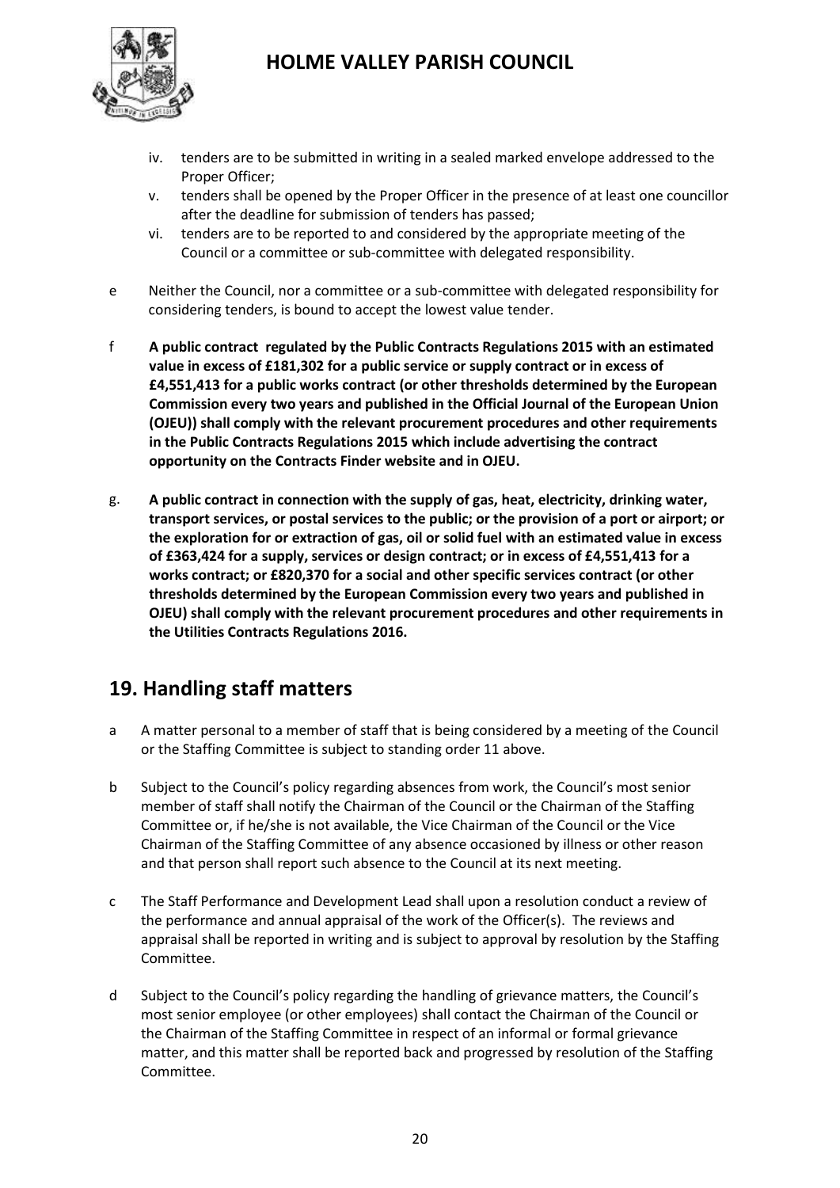iv. tenders are to be submitted in writing in a sealed marked envelope addressed to the Proper Officer;
v. tenders shall be opened by the Proper Officer in the presence of at least one councillor after the deadline for submission of tenders has passed;
vi. tenders are to be reported to and considered by the appropriate meeting of the Council or a committee or sub-committee with delegated responsibility.

e Neither the Council, nor a committee or a sub-committee with delegated responsibility for considering tenders, is bound to accept the lowest value tender.

f **A public contract regulated by the Public Contracts Regulations 2015 with an estimated value in excess of £181,302 for a public service or supply contract or in excess of £4,551,413 for a public works contract (or other thresholds determined by the European Commission every two years and published in the Official Journal of the European Union (OJEU)) shall comply with the relevant procurement procedures and other requirements in the Public Contracts Regulations 2015 which include advertising the contract opportunity on the Contracts Finder website and in OJEU.**

g. **A public contract in connection with the supply of gas, heat, electricity, drinking water, transport services, or postal services to the public; or the provision of a port or airport; or the exploration for or extraction of gas, oil or solid fuel with an estimated value in excess of £363,424 for a supply, services or design contract; or in excess of £4,551,413 for a works contract; or £820,370 for a social and other specific services contract (or other thresholds determined by the European Commission every two years and published in OJEU) shall comply with the relevant procurement procedures and other requirements in the Utilities Contracts Regulations 2016.**

## 19. Handling staff matters

a A matter personal to a member of staff that is being considered by a meeting of the Council or the Staffing Committee is subject to standing order 11 above.

b Subject to the Council's policy regarding absences from work, the Council's most senior member of staff shall notify the Chairman of the Council or the Chairman of the Staffing Committee or, if he/she is not available, the Vice Chairman of the Council or the Vice Chairman of the Staffing Committee of any absence occasioned by illness or other reason and that person shall report such absence to the Council at its next meeting.

c The Staff Performance and Development Lead shall upon a resolution conduct a review of the performance and annual appraisal of the work of the Officer(s). The reviews and appraisal shall be reported in writing and is subject to approval by resolution by the Staffing Committee.

d Subject to the Council's policy regarding the handling of grievance matters, the Council's most senior employee (or other employees) shall contact the Chairman of the Council or the Chairman of the Staffing Committee in respect of an informal or formal grievance matter, and this matter shall be reported back and progressed by resolution of the Staffing Committee.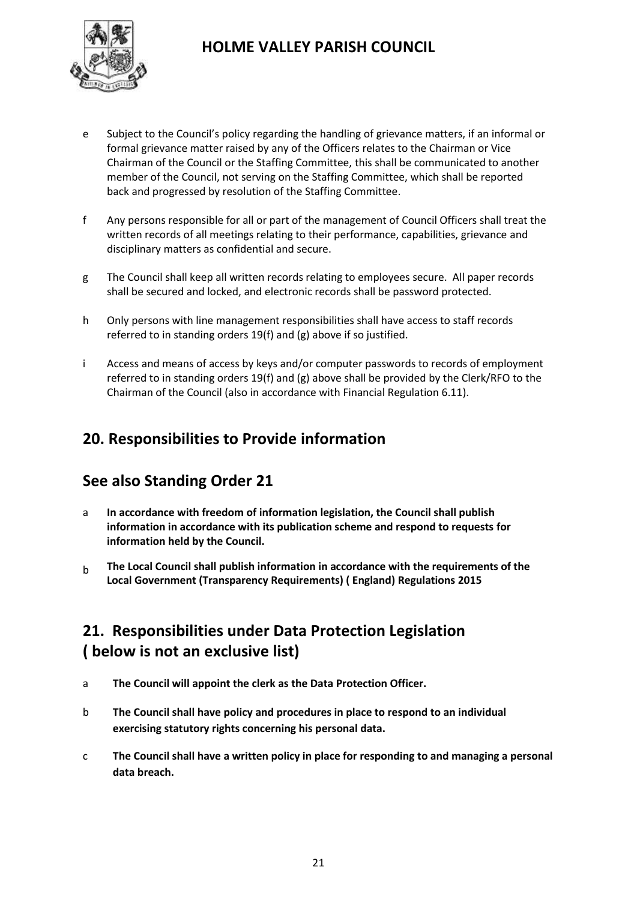- e Subject to the Council's policy regarding the handling of grievance matters, if an informal or formal grievance matter raised by any of the Officers relates to the Chairman or Vice Chairman of the Council or the Staffing Committee, this shall be communicated to another member of the Council, not serving on the Staffing Committee, which shall be reported back and progressed by resolution of the Staffing Committee.
- f Any persons responsible for all or part of the management of Council Officers shall treat the written records of all meetings relating to their performance, capabilities, grievance and disciplinary matters as confidential and secure.
- g The Council shall keep all written records relating to employees secure. All paper records shall be secured and locked, and electronic records shall be password protected.
- h Only persons with line management responsibilities shall have access to staff records referred to in standing orders 19(f) and (g) above if so justified.
- i Access and means of access by keys and/or computer passwords to records of employment referred to in standing orders 19(f) and (g) above shall be provided by the Clerk/RFO to the Chairman of the Council (also in accordance with Financial Regulation 6.11).

## 20. Responsibilities to Provide information

## See also Standing Order 21

- a **In accordance with freedom of information legislation, the Council shall publish information in accordance with its publication scheme and respond to requests for information held by the Council.**
- b **The Local Council shall publish information in accordance with the requirements of the Local Government (Transparency Requirements) ( England) Regulations 2015**

## 21. Responsibilities under Data Protection Legislation ( below is not an exclusive list)

- a **The Council will appoint the clerk as the Data Protection Officer.**
- b **The Council shall have policy and procedures in place to respond to an individual exercising statutory rights concerning his personal data.**
- c **The Council shall have a written policy in place for responding to and managing a personal data breach.**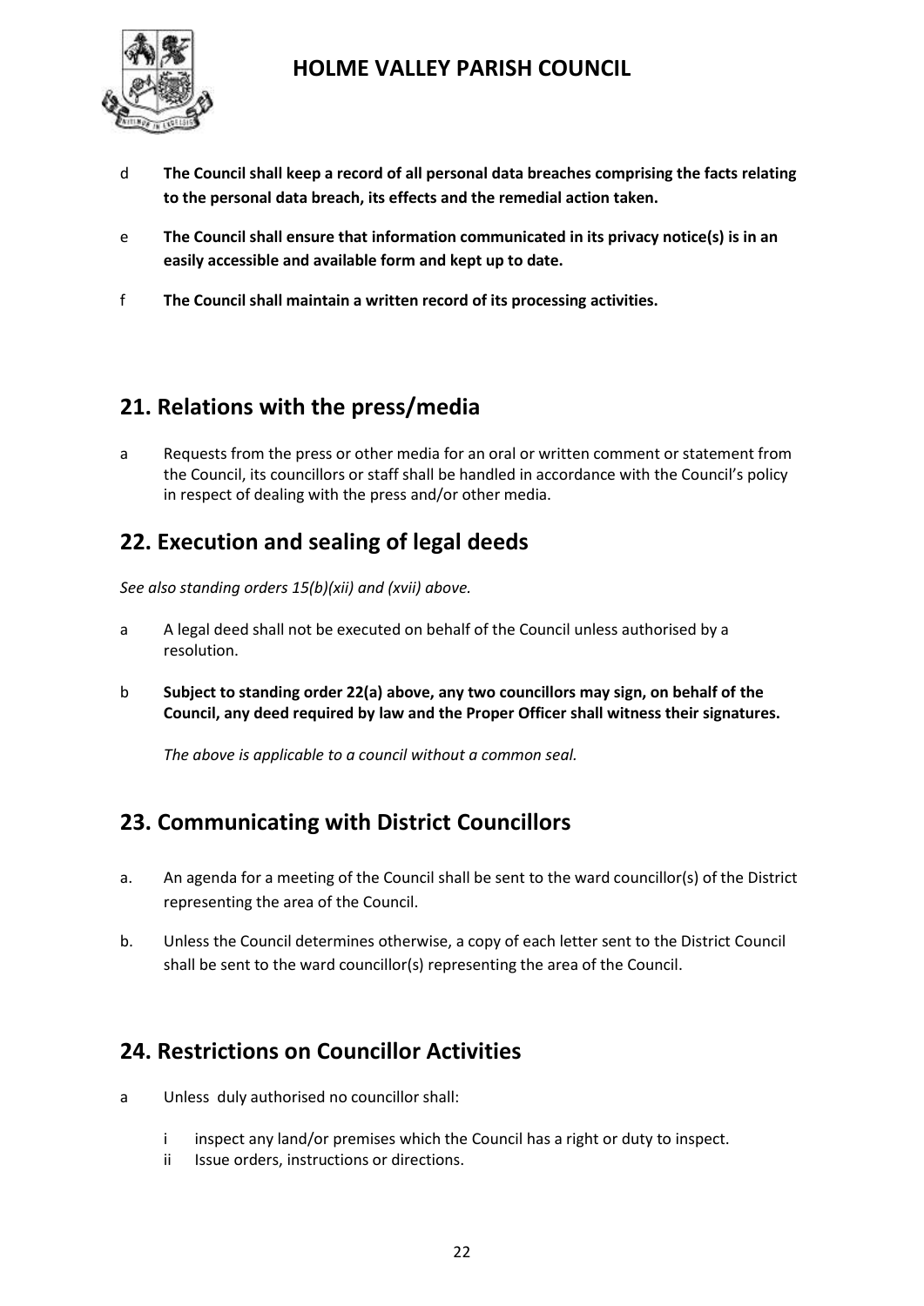d **The Council shall keep a record of all personal data breaches comprising the facts relating to the personal data breach, its effects and the remedial action taken.**

e **The Council shall ensure that information communicated in its privacy notice(s) is in an easily accessible and available form and kept up to date.**

f **The Council shall maintain a written record of its processing activities.**

## 21. Relations with the press/media

a Requests from the press or other media for an oral or written comment or statement from the Council, its councillors or staff shall be handled in accordance with the Council's policy in respect of dealing with the press and/or other media.

## 22. Execution and sealing of legal deeds

*See also standing orders 15(b)(xii) and (xvii) above.*

a A legal deed shall not be executed on behalf of the Council unless authorised by a resolution.

b **Subject to standing order 22(a) above, any two councillors may sign, on behalf of the Council, any deed required by law and the Proper Officer shall witness their signatures.**

*The above is applicable to a council without a common seal.*

## 23. Communicating with District Councillors

a. An agenda for a meeting of the Council shall be sent to the ward councillor(s) of the District representing the area of the Council.

b. Unless the Council determines otherwise, a copy of each letter sent to the District Council shall be sent to the ward councillor(s) representing the area of the Council.

## 24. Restrictions on Councillor Activities

a Unless duly authorised no councillor shall:

- i inspect any land/or premises which the Council has a right or duty to inspect.
- ii Issue orders, instructions or directions.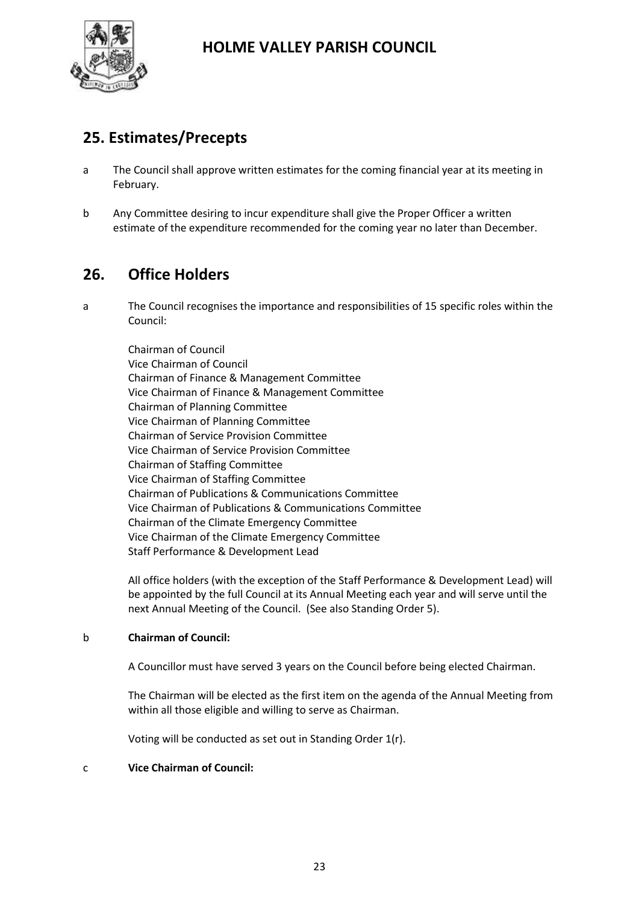## 25. Estimates/Precepts

a The Council shall approve written estimates for the coming financial year at its meeting in February.

b Any Committee desiring to incur expenditure shall give the Proper Officer a written estimate of the expenditure recommended for the coming year no later than December.

## 26. Office Holders

a The Council recognises the importance and responsibilities of 15 specific roles within the Council:

Chairman of Council
Vice Chairman of Council
Chairman of Finance & Management Committee
Vice Chairman of Finance & Management Committee
Chairman of Planning Committee
Vice Chairman of Planning Committee
Chairman of Service Provision Committee
Vice Chairman of Service Provision Committee
Chairman of Staffing Committee
Vice Chairman of Staffing Committee
Chairman of Publications & Communications Committee
Vice Chairman of Publications & Communications Committee
Chairman of the Climate Emergency Committee
Vice Chairman of the Climate Emergency Committee
Staff Performance & Development Lead

All office holders (with the exception of the Staff Performance & Development Lead) will be appointed by the full Council at its Annual Meeting each year and will serve until the next Annual Meeting of the Council. (See also Standing Order 5).

b **Chairman of Council:**

A Councillor must have served 3 years on the Council before being elected Chairman.

The Chairman will be elected as the first item on the agenda of the Annual Meeting from within all those eligible and willing to serve as Chairman.

Voting will be conducted as set out in Standing Order 1(r).

c **Vice Chairman of Council:**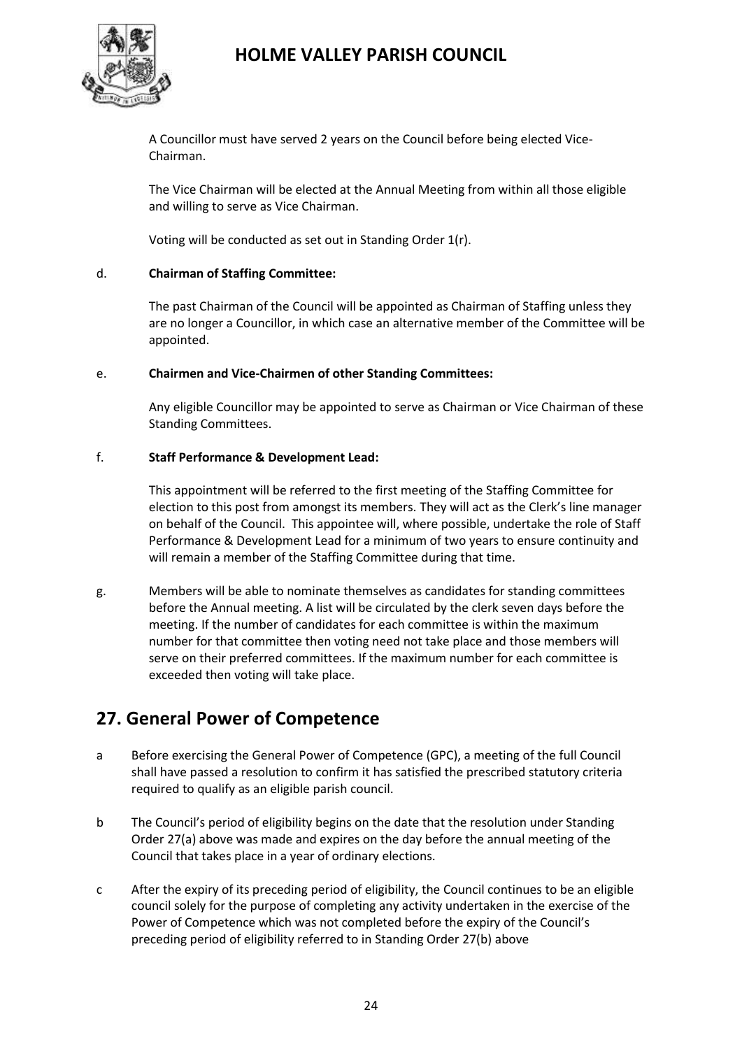A Councillor must have served 2 years on the Council before being elected Vice-Chairman.

The Vice Chairman will be elected at the Annual Meeting from within all those eligible and willing to serve as Vice Chairman.

Voting will be conducted as set out in Standing Order 1(r).

d. **Chairman of Staffing Committee:**

The past Chairman of the Council will be appointed as Chairman of Staffing unless they are no longer a Councillor, in which case an alternative member of the Committee will be appointed.

e. **Chairmen and Vice-Chairmen of other Standing Committees:**

Any eligible Councillor may be appointed to serve as Chairman or Vice Chairman of these Standing Committees.

f. **Staff Performance & Development Lead:**

This appointment will be referred to the first meeting of the Staffing Committee for election to this post from amongst its members. They will act as the Clerk's line manager on behalf of the Council. This appointee will, where possible, undertake the role of Staff Performance & Development Lead for a minimum of two years to ensure continuity and will remain a member of the Staffing Committee during that time.

g. Members will be able to nominate themselves as candidates for standing committees before the Annual meeting. A list will be circulated by the clerk seven days before the meeting. If the number of candidates for each committee is within the maximum number for that committee then voting need not take place and those members will serve on their preferred committees. If the maximum number for each committee is exceeded then voting will take place.

## 27. General Power of Competence

a Before exercising the General Power of Competence (GPC), a meeting of the full Council shall have passed a resolution to confirm it has satisfied the prescribed statutory criteria required to qualify as an eligible parish council.

b The Council's period of eligibility begins on the date that the resolution under Standing Order 27(a) above was made and expires on the day before the annual meeting of the Council that takes place in a year of ordinary elections.

c After the expiry of its preceding period of eligibility, the Council continues to be an eligible council solely for the purpose of completing any activity undertaken in the exercise of the Power of Competence which was not completed before the expiry of the Council's preceding period of eligibility referred to in Standing Order 27(b) above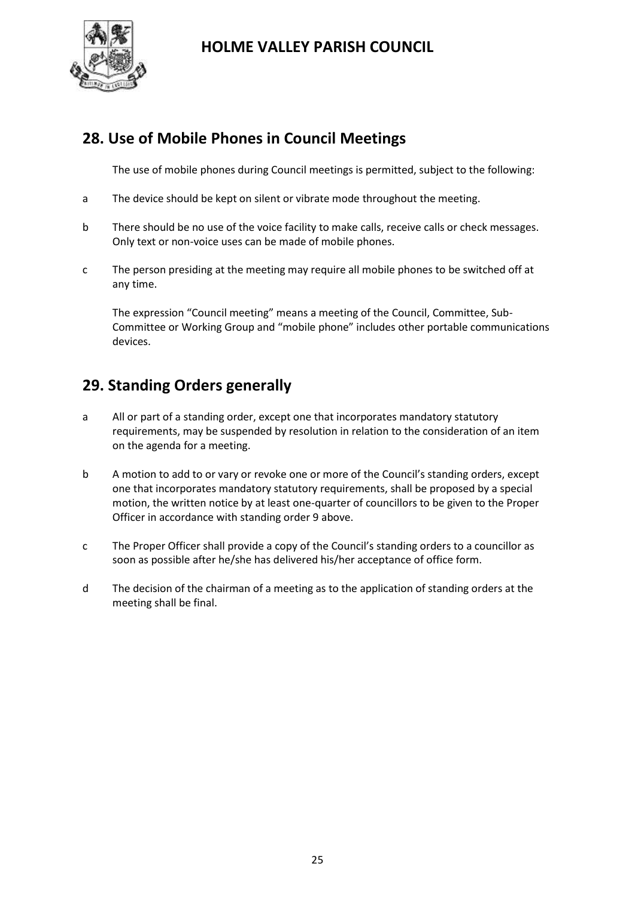## 28. Use of Mobile Phones in Council Meetings

The use of mobile phones during Council meetings is permitted, subject to the following:

a The device should be kept on silent or vibrate mode throughout the meeting.

b There should be no use of the voice facility to make calls, receive calls or check messages. Only text or non-voice uses can be made of mobile phones.

c The person presiding at the meeting may require all mobile phones to be switched off at any time.

The expression "Council meeting" means a meeting of the Council, Committee, Sub-Committee or Working Group and "mobile phone" includes other portable communications devices.

## 29. Standing Orders generally

a All or part of a standing order, except one that incorporates mandatory statutory requirements, may be suspended by resolution in relation to the consideration of an item on the agenda for a meeting.

b A motion to add to or vary or revoke one or more of the Council's standing orders, except one that incorporates mandatory statutory requirements, shall be proposed by a special motion, the written notice by at least one-quarter of councillors to be given to the Proper Officer in accordance with standing order 9 above.

c The Proper Officer shall provide a copy of the Council's standing orders to a councillor as soon as possible after he/she has delivered his/her acceptance of office form.

d The decision of the chairman of a meeting as to the application of standing orders at the meeting shall be final.